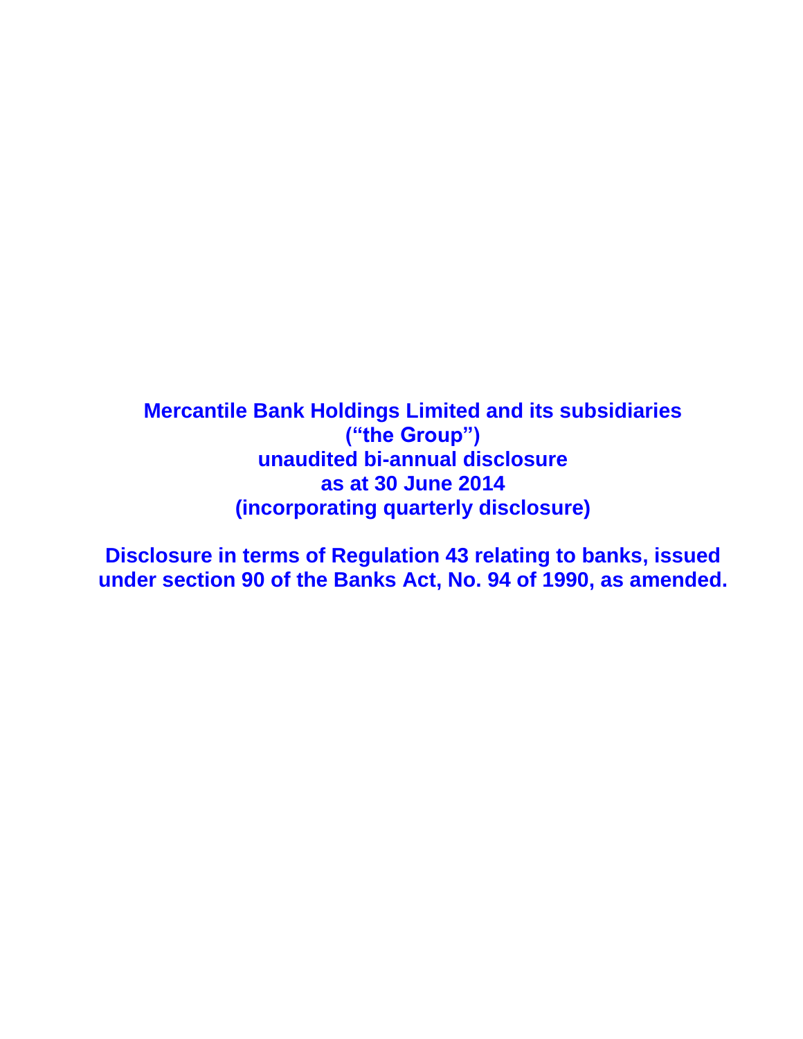# Mercantile Bank Holdings Limited and its subsidiaries
# (“the Group”)
# unaudited bi-annual disclosure
# as at 30 June 2014
# (incorporating quarterly disclosure)

**Disclosure in terms of Regulation 43 relating to banks, issued under section 90 of the Banks Act, No. 94 of 1990, as amended.**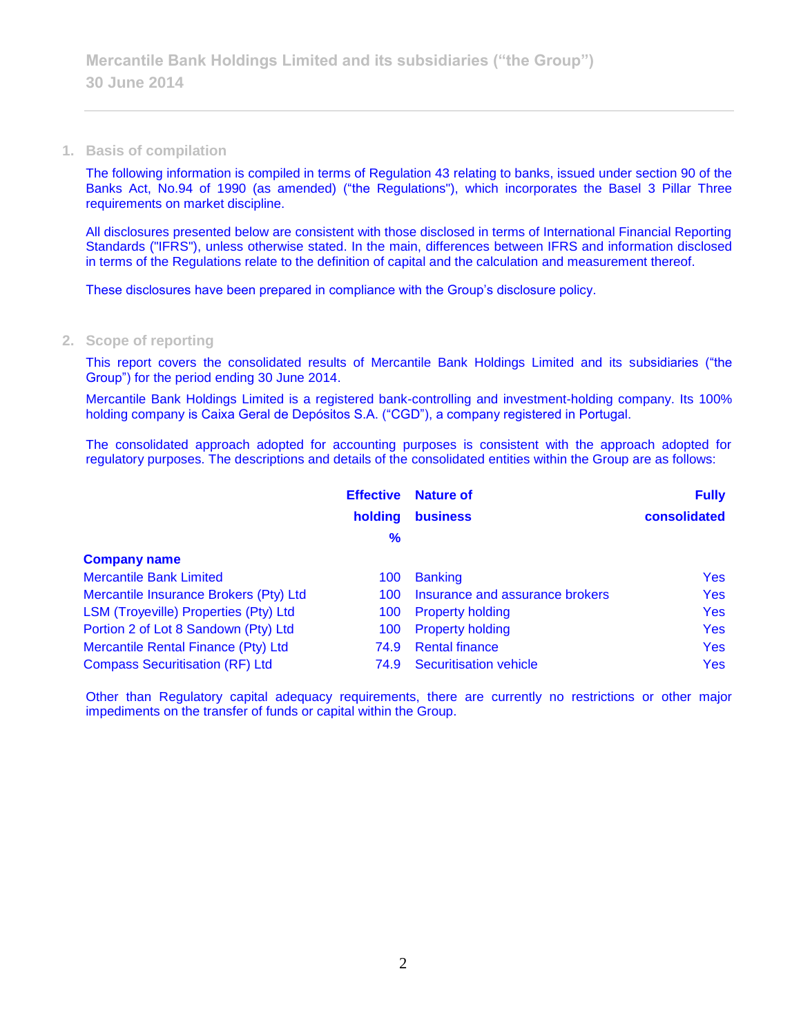## 1. Basis of compilation

The following information is compiled in terms of Regulation 43 relating to banks, issued under section 90 of the Banks Act, No.94 of 1990 (as amended) ("the Regulations"), which incorporates the Basel 3 Pillar Three requirements on market discipline.

All disclosures presented below are consistent with those disclosed in terms of International Financial Reporting Standards ("IFRS"), unless otherwise stated. In the main, differences between IFRS and information disclosed in terms of the Regulations relate to the definition of capital and the calculation and measurement thereof.

These disclosures have been prepared in compliance with the Group's disclosure policy.

## 2. Scope of reporting

This report covers the consolidated results of Mercantile Bank Holdings Limited and its subsidiaries ("the Group") for the period ending 30 June 2014.

Mercantile Bank Holdings Limited is a registered bank-controlling and investment-holding company. Its 100% holding company is Caixa Geral de Depósitos S.A. ("CGD"), a company registered in Portugal.

The consolidated approach adopted for accounting purposes is consistent with the approach adopted for regulatory purposes. The descriptions and details of the consolidated entities within the Group are as follows:

| Company name | Effective holding % | Nature of business | Fully consolidated |
|---|---|---|---|
| Mercantile Bank Limited | 100 | Banking | Yes |
| Mercantile Insurance Brokers (Pty) Ltd | 100 | Insurance and assurance brokers | Yes |
| LSM (Troyeville) Properties (Pty) Ltd | 100 | Property holding | Yes |
| Portion 2 of Lot 8 Sandown (Pty) Ltd | 100 | Property holding | Yes |
| Mercantile Rental Finance (Pty) Ltd | 74.9 | Rental finance | Yes |
| Compass Securitisation (RF) Ltd | 74.9 | Securitisation vehicle | Yes |

Other than Regulatory capital adequacy requirements, there are currently no restrictions or other major impediments on the transfer of funds or capital within the Group.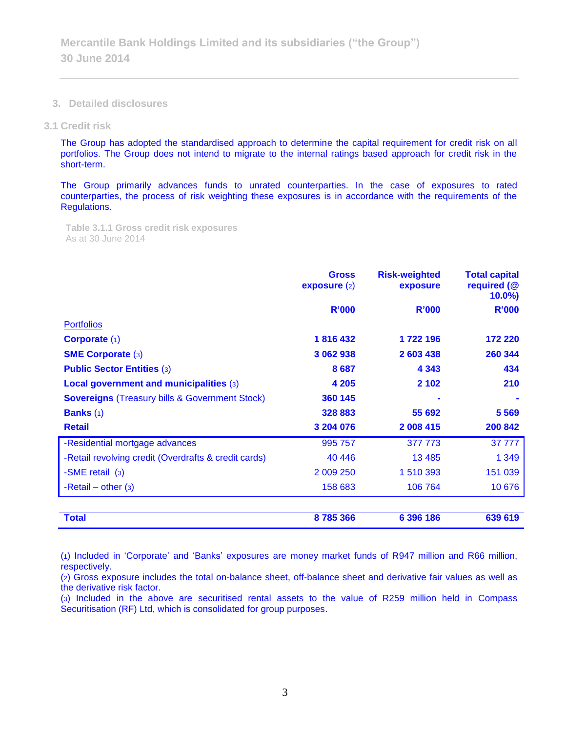## 3. Detailed disclosures

### 3.1 Credit risk

The Group has adopted the standardised approach to determine the capital requirement for credit risk on all portfolios. The Group does not intend to migrate to the internal ratings based approach for credit risk in the short-term.

The Group primarily advances funds to unrated counterparties. In the case of exposures to rated counterparties, the process of risk weighting these exposures is in accordance with the requirements of the Regulations.

**Table 3.1.1 Gross credit risk exposures**
As at 30 June 2014

| | Gross exposure (2) | Risk-weighted exposure | Total capital required (@ 10.0%) |
|---|---|---|---|
| | **R'000** | **R'000** | **R'000** |
| Portfolios | | | |
| **Corporate** (1) | **1 816 432** | **1 722 196** | **172 220** |
| **SME Corporate** (3) | **3 062 938** | **2 603 438** | **260 344** |
| **Public Sector Entities** (3) | **8 687** | **4 343** | **434** |
| **Local government and municipalities** (3) | **4 205** | **2 102** | **210** |
| **Sovereigns** (Treasury bills & Government Stock) | **360 145** | **-** | **-** |
| **Banks** (1) | **328 883** | **55 692** | **5 569** |
| **Retail** | **3 204 076** | **2 008 415** | **200 842** |
| -Residential mortgage advances | 995 757 | 377 773 | 37 777 |
| -Retail revolving credit (Overdrafts & credit cards) | 40 446 | 13 485 | 1 349 |
| -SME retail (3) | 2 009 250 | 1 510 393 | 151 039 |
| -Retail – other (3) | 158 683 | 106 764 | 10 676 |
| **Total** | **8 785 366** | **6 396 186** | **639 619** |

(1) Included in 'Corporate' and 'Banks' exposures are money market funds of R947 million and R66 million, respectively.
(2) Gross exposure includes the total on-balance sheet, off-balance sheet and derivative fair values as well as the derivative risk factor.
(3) Included in the above are securitised rental assets to the value of R259 million held in Compass Securitisation (RF) Ltd, which is consolidated for group purposes.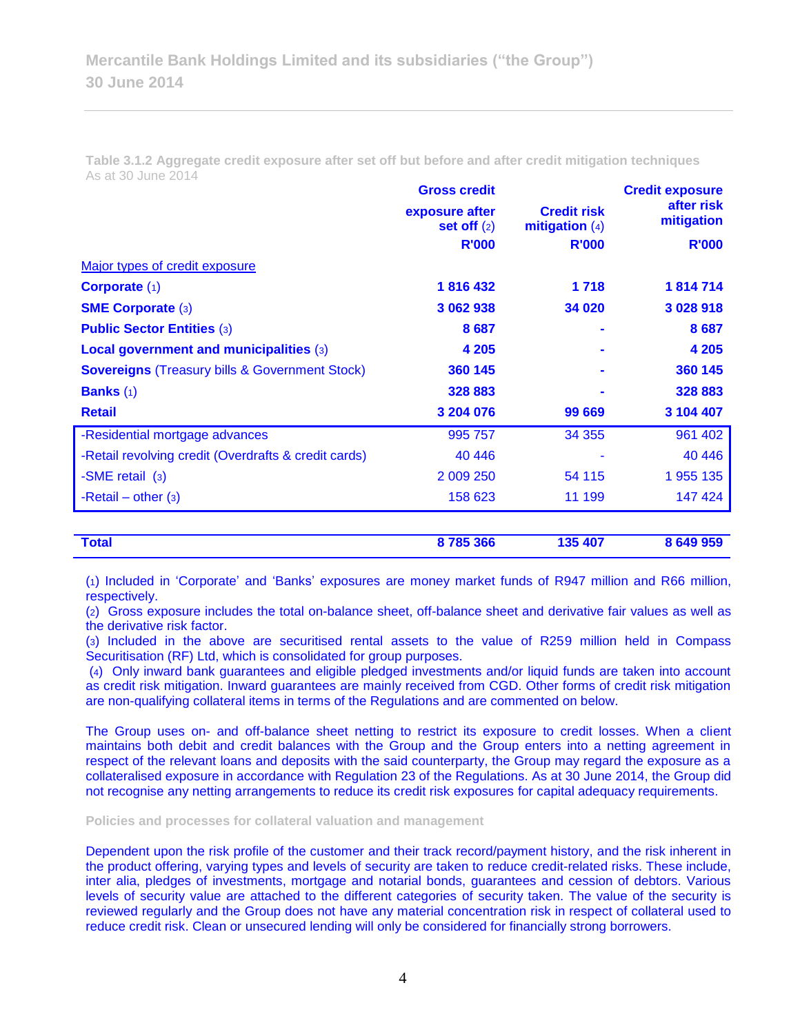Mercantile Bank Holdings Limited and its subsidiaries ("the Group")
30 June 2014

**Table 3.1.2 Aggregate credit exposure after set off but before and after credit mitigation techniques**
As at 30 June 2014

| | Gross credit exposure after set off (2) | Credit risk mitigation (4) | Credit exposure after risk mitigation |
|---|---|---|---|
| | R'000 | R'000 | R'000 |
| Major types of credit exposure | | | |
| **Corporate** (1) | **1 816 432** | **1 718** | **1 814 714** |
| **SME Corporate** (3) | **3 062 938** | **34 020** | **3 028 918** |
| **Public Sector Entities** (3) | **8 687** | **-** | **8 687** |
| **Local government and municipalities** (3) | **4 205** | **-** | **4 205** |
| **Sovereigns** (Treasury bills & Government Stock) | **360 145** | **-** | **360 145** |
| **Banks** (1) | **328 883** | **-** | **328 883** |
| **Retail** | **3 204 076** | **99 669** | **3 104 407** |
| -Residential mortgage advances | 995 757 | 34 355 | 961 402 |
| -Retail revolving credit (Overdrafts & credit cards) | 40 446 | - | 40 446 |
| -SME retail (3) | 2 009 250 | 54 115 | 1 955 135 |
| -Retail – other (3) | 158 623 | 11 199 | 147 424 |
| **Total** | **8 785 366** | **135 407** | **8 649 959** |

(1) Included in 'Corporate' and 'Banks' exposures are money market funds of R947 million and R66 million, respectively.
(2) Gross exposure includes the total on-balance sheet, off-balance sheet and derivative fair values as well as the derivative risk factor.
(3) Included in the above are securitised rental assets to the value of R259 million held in Compass Securitisation (RF) Ltd, which is consolidated for group purposes.
(4) Only inward bank guarantees and eligible pledged investments and/or liquid funds are taken into account as credit risk mitigation. Inward guarantees are mainly received from CGD. Other forms of credit risk mitigation are non-qualifying collateral items in terms of the Regulations and are commented on below.

The Group uses on- and off-balance sheet netting to restrict its exposure to credit losses. When a client maintains both debit and credit balances with the Group and the Group enters into a netting agreement in respect of the relevant loans and deposits with the said counterparty, the Group may regard the exposure as a collateralised exposure in accordance with Regulation 23 of the Regulations. As at 30 June 2014, the Group did not recognise any netting arrangements to reduce its credit risk exposures for capital adequacy requirements.

**Policies and processes for collateral valuation and management**

Dependent upon the risk profile of the customer and their track record/payment history, and the risk inherent in the product offering, varying types and levels of security are taken to reduce credit-related risks. These include, inter alia, pledges of investments, mortgage and notarial bonds, guarantees and cession of debtors. Various levels of security value are attached to the different categories of security taken. The value of the security is reviewed regularly and the Group does not have any material concentration risk in respect of collateral used to reduce credit risk. Clean or unsecured lending will only be considered for financially strong borrowers.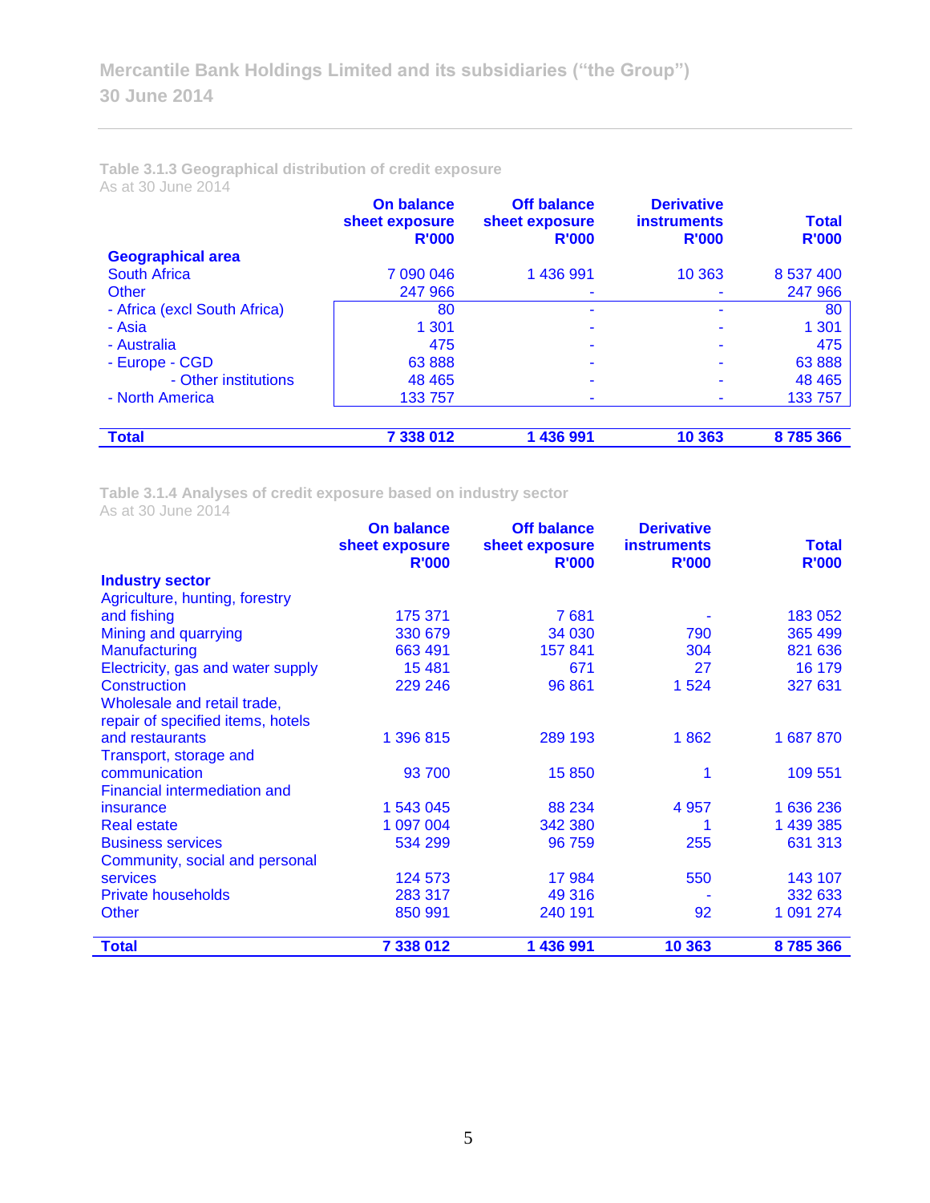### Table 3.1.3 Geographical distribution of credit exposure

As at 30 June 2014

| | On balance sheet exposure R'000 | Off balance sheet exposure R'000 | Derivative instruments R'000 | Total R'000 |
|---|---|---|---|---|
| **Geographical area** | | | | |
| South Africa | 7 090 046 | 1 436 991 | 10 363 | 8 537 400 |
| Other | 247 966 | - | - | 247 966 |
| - Africa (excl South Africa) | 80 | - | - | 80 |
| - Asia | 1 301 | - | - | 1 301 |
| - Australia | 475 | - | - | 475 |
| - Europe - CGD | 63 888 | - | - | 63 888 |
| - Other institutions | 48 465 | - | - | 48 465 |
| - North America | 133 757 | - | - | 133 757 |
| **Total** | **7 338 012** | **1 436 991** | **10 363** | **8 785 366** |

### Table 3.1.4 Analyses of credit exposure based on industry sector

As at 30 June 2014

| | On balance sheet exposure R'000 | Off balance sheet exposure R'000 | Derivative instruments R'000 | Total R'000 |
|---|---|---|---|---|
| **Industry sector** | | | | |
| Agriculture, hunting, forestry and fishing | 175 371 | 7 681 | - | 183 052 |
| Mining and quarrying | 330 679 | 34 030 | 790 | 365 499 |
| Manufacturing | 663 491 | 157 841 | 304 | 821 636 |
| Electricity, gas and water supply | 15 481 | 671 | 27 | 16 179 |
| Construction | 229 246 | 96 861 | 1 524 | 327 631 |
| Wholesale and retail trade, repair of specified items, hotels and restaurants | 1 396 815 | 289 193 | 1 862 | 1 687 870 |
| Transport, storage and communication | 93 700 | 15 850 | 1 | 109 551 |
| Financial intermediation and insurance | 1 543 045 | 88 234 | 4 957 | 1 636 236 |
| Real estate | 1 097 004 | 342 380 | 1 | 1 439 385 |
| Business services | 534 299 | 96 759 | 255 | 631 313 |
| Community, social and personal services | 124 573 | 17 984 | 550 | 143 107 |
| Private households | 283 317 | 49 316 | - | 332 633 |
| Other | 850 991 | 240 191 | 92 | 1 091 274 |
| **Total** | **7 338 012** | **1 436 991** | **10 363** | **8 785 366** |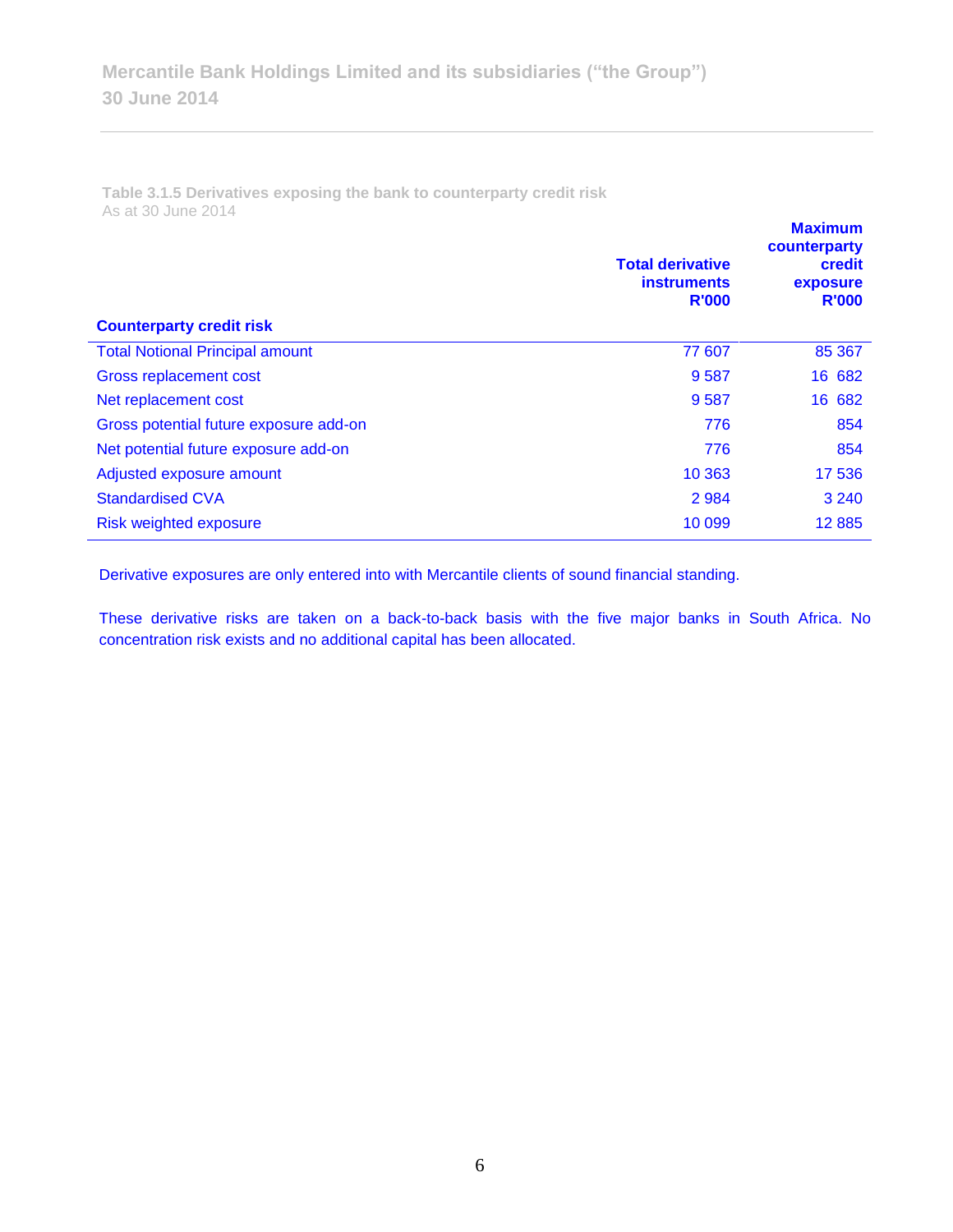**Table 3.1.5 Derivatives exposing the bank to counterparty credit risk**
As at 30 June 2014

| Counterparty credit risk | Total derivative instruments R'000 | Maximum counterparty credit exposure R'000 |
|---|---|---|
| Total Notional Principal amount | 77 607 | 85 367 |
| Gross replacement cost | 9 587 | 16 682 |
| Net replacement cost | 9 587 | 16 682 |
| Gross potential future exposure add-on | 776 | 854 |
| Net potential future exposure add-on | 776 | 854 |
| Adjusted exposure amount | 10 363 | 17 536 |
| Standardised CVA | 2 984 | 3 240 |
| Risk weighted exposure | 10 099 | 12 885 |

Derivative exposures are only entered into with Mercantile clients of sound financial standing.

These derivative risks are taken on a back-to-back basis with the five major banks in South Africa. No concentration risk exists and no additional capital has been allocated.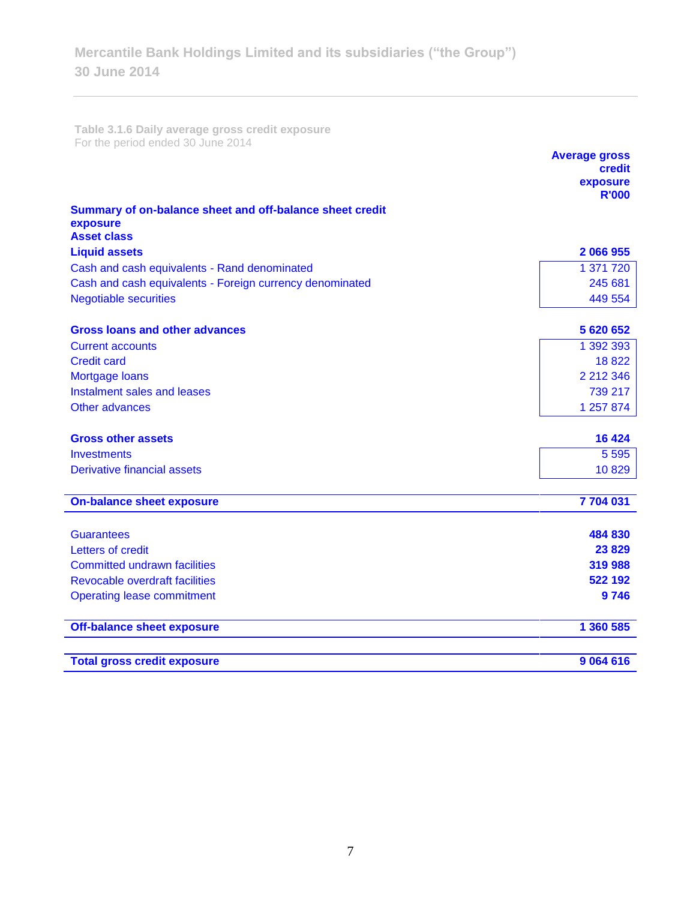**Table 3.1.6 Daily average gross credit exposure**
For the period ended 30 June 2014

| | Average gross credit exposure R'000 |
|---|---|
| **Summary of on-balance sheet and off-balance sheet credit exposure** | |
| **Asset class** | |
| **Liquid assets** | **2 066 955** |
| Cash and cash equivalents - Rand denominated | 1 371 720 |
| Cash and cash equivalents - Foreign currency denominated | 245 681 |
| Negotiable securities | 449 554 |
| | |
| **Gross loans and other advances** | **5 620 652** |
| Current accounts | 1 392 393 |
| Credit card | 18 822 |
| Mortgage loans | 2 212 346 |
| Instalment sales and leases | 739 217 |
| Other advances | 1 257 874 |
| | |
| **Gross other assets** | **16 424** |
| Investments | 5 595 |
| Derivative financial assets | 10 829 |
| | |
| **On-balance sheet exposure** | **7 704 031** |
| | |
| Guarantees | **484 830** |
| Letters of credit | **23 829** |
| Committed undrawn facilities | **319 988** |
| Revocable overdraft facilities | **522 192** |
| Operating lease commitment | **9 746** |
| | |
| **Off-balance sheet exposure** | **1 360 585** |
| | |
| **Total gross credit exposure** | **9 064 616** |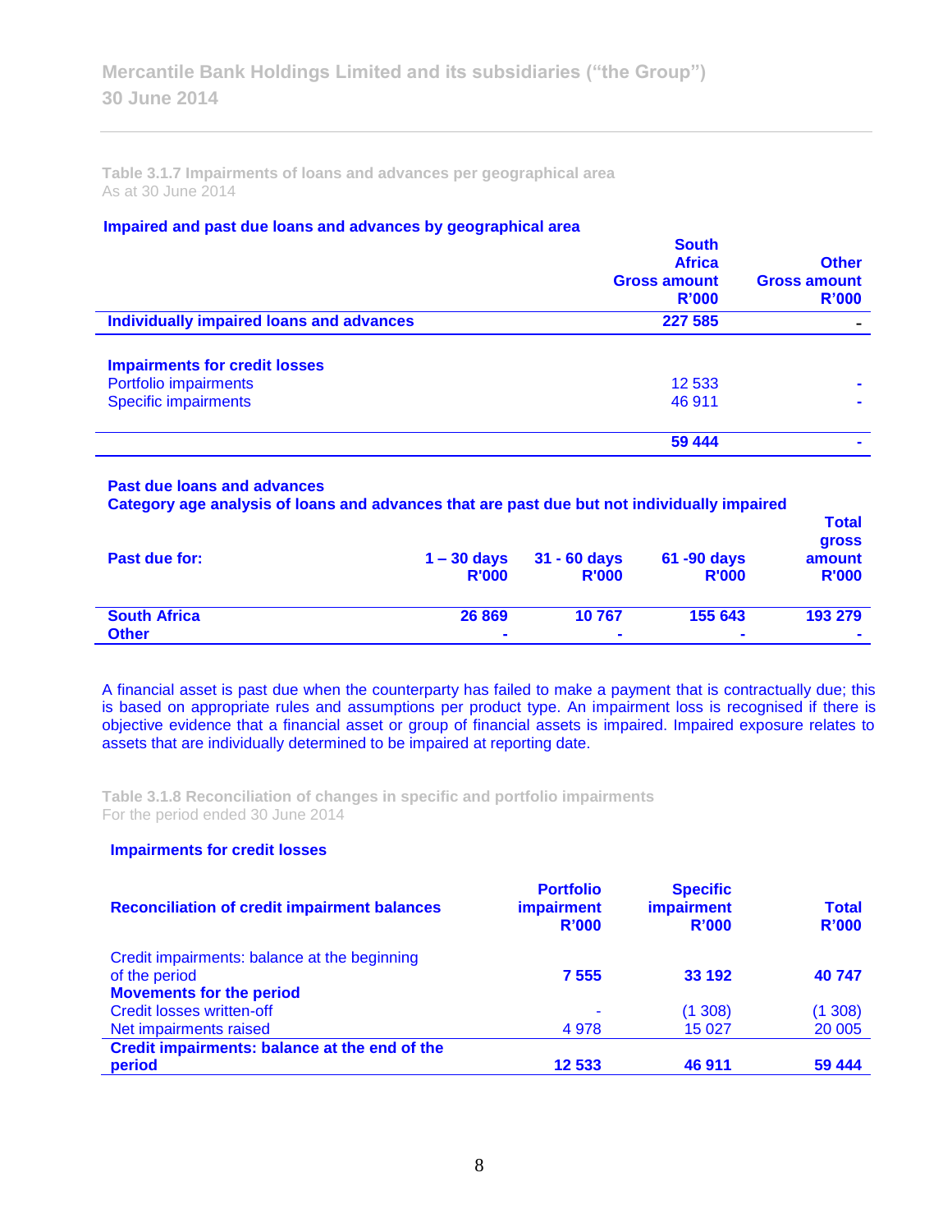### Table 3.1.7 Impairments of loans and advances per geographical area

As at 30 June 2014

**Impaired and past due loans and advances by geographical area**

| | South Africa Gross amount R'000 | Other Gross amount R'000 |
|---|---|---|
| **Individually impaired loans and advances** | **227 585** | **-** |
| | | |
| **Impairments for credit losses** | | |
| Portfolio impairments | 12 533 | - |
| Specific impairments | 46 911 | - |
| | **59 444** | **-** |

**Past due loans and advances**
**Category age analysis of loans and advances that are past due but not individually impaired**

| Past due for: | 1 – 30 days R'000 | 31 - 60 days R'000 | 61 -90 days R'000 | Total gross amount R'000 |
|---|---|---|---|---|
| **South Africa** | **26 869** | **10 767** | **155 643** | **193 279** |
| **Other** | **-** | **-** | **-** | **-** |

A financial asset is past due when the counterparty has failed to make a payment that is contractually due; this is based on appropriate rules and assumptions per product type. An impairment loss is recognised if there is objective evidence that a financial asset or group of financial assets is impaired. Impaired exposure relates to assets that are individually determined to be impaired at reporting date.

### Table 3.1.8 Reconciliation of changes in specific and portfolio impairments

For the period ended 30 June 2014

**Impairments for credit losses**

| Reconciliation of credit impairment balances | Portfolio impairment R'000 | Specific impairment R'000 | Total R'000 |
|---|---|---|---|
| Credit impairments: balance at the beginning of the period | **7 555** | **33 192** | **40 747** |
| **Movements for the period** | | | |
| Credit losses written-off | - | (1 308) | (1 308) |
| Net impairments raised | 4 978 | 15 027 | 20 005 |
| **Credit impairments: balance at the end of the period** | **12 533** | **46 911** | **59 444** |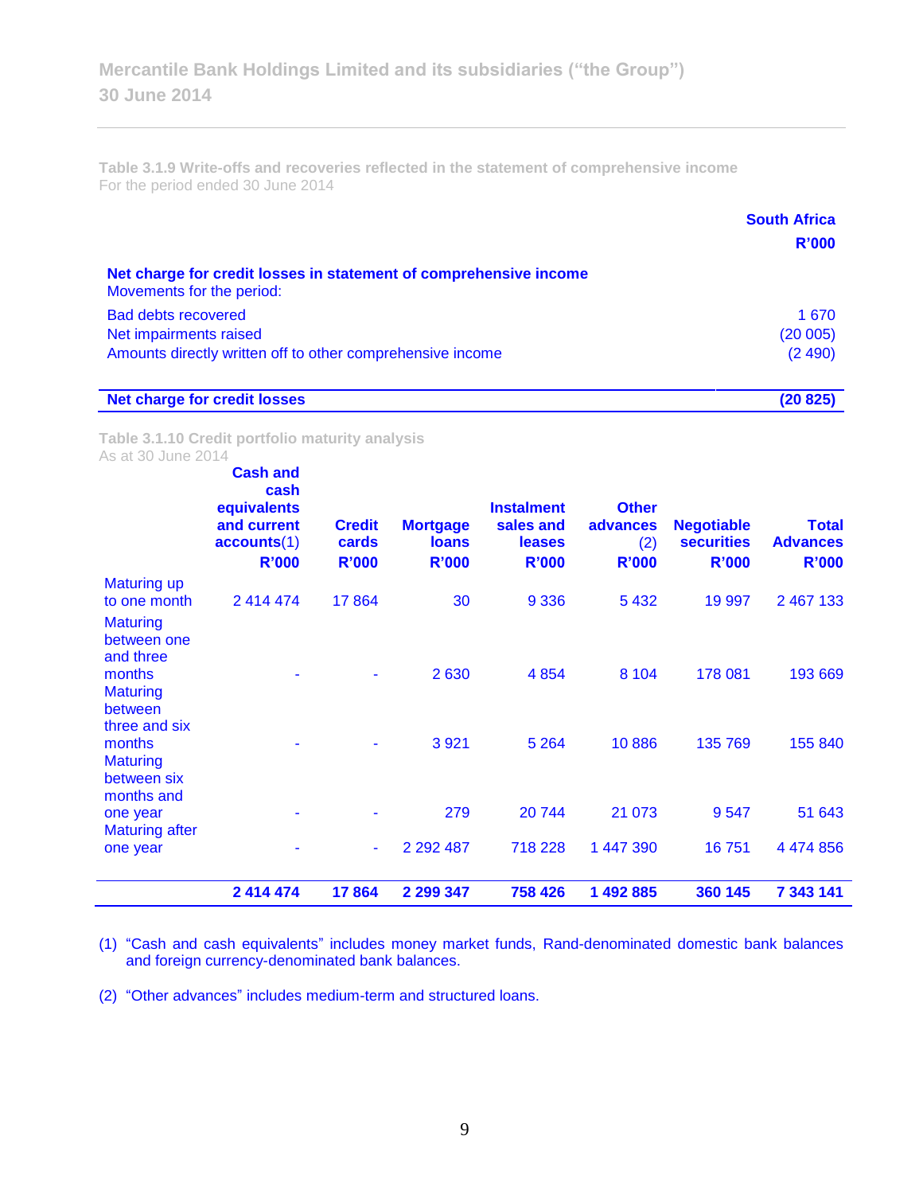### Table 3.1.9 Write-offs and recoveries reflected in the statement of comprehensive income

For the period ended 30 June 2014

| | South Africa R'000 |
|---|---|
| **Net charge for credit losses in statement of comprehensive income** | |
| Movements for the period: | |
| Bad debts recovered | 1 670 |
| Net impairments raised | (20 005) |
| Amounts directly written off to other comprehensive income | (2 490) |
| **Net charge for credit losses** | **(20 825)** |

### Table 3.1.10 Credit portfolio maturity analysis

As at 30 June 2014

| | Cash and cash equivalents and current accounts(1) R'000 | Credit cards R'000 | Mortgage loans R'000 | Instalment sales and leases R'000 | Other advances (2) R'000 | Negotiable securities R'000 | Total Advances R'000 |
|---|---|---|---|---|---|---|---|
| Maturing up to one month | 2 414 474 | 17 864 | 30 | 9 336 | 5 432 | 19 997 | 2 467 133 |
| Maturing between one and three months | - | - | 2 630 | 4 854 | 8 104 | 178 081 | 193 669 |
| Maturing between three and six months | - | - | 3 921 | 5 264 | 10 886 | 135 769 | 155 840 |
| Maturing between six months and one year | - | - | 279 | 20 744 | 21 073 | 9 547 | 51 643 |
| Maturing after one year | - | - | 2 292 487 | 718 228 | 1 447 390 | 16 751 | 4 474 856 |
| | **2 414 474** | **17 864** | **2 299 347** | **758 426** | **1 492 885** | **360 145** | **7 343 141** |

(1) "Cash and cash equivalents" includes money market funds, Rand-denominated domestic bank balances and foreign currency-denominated bank balances.

(2) "Other advances" includes medium-term and structured loans.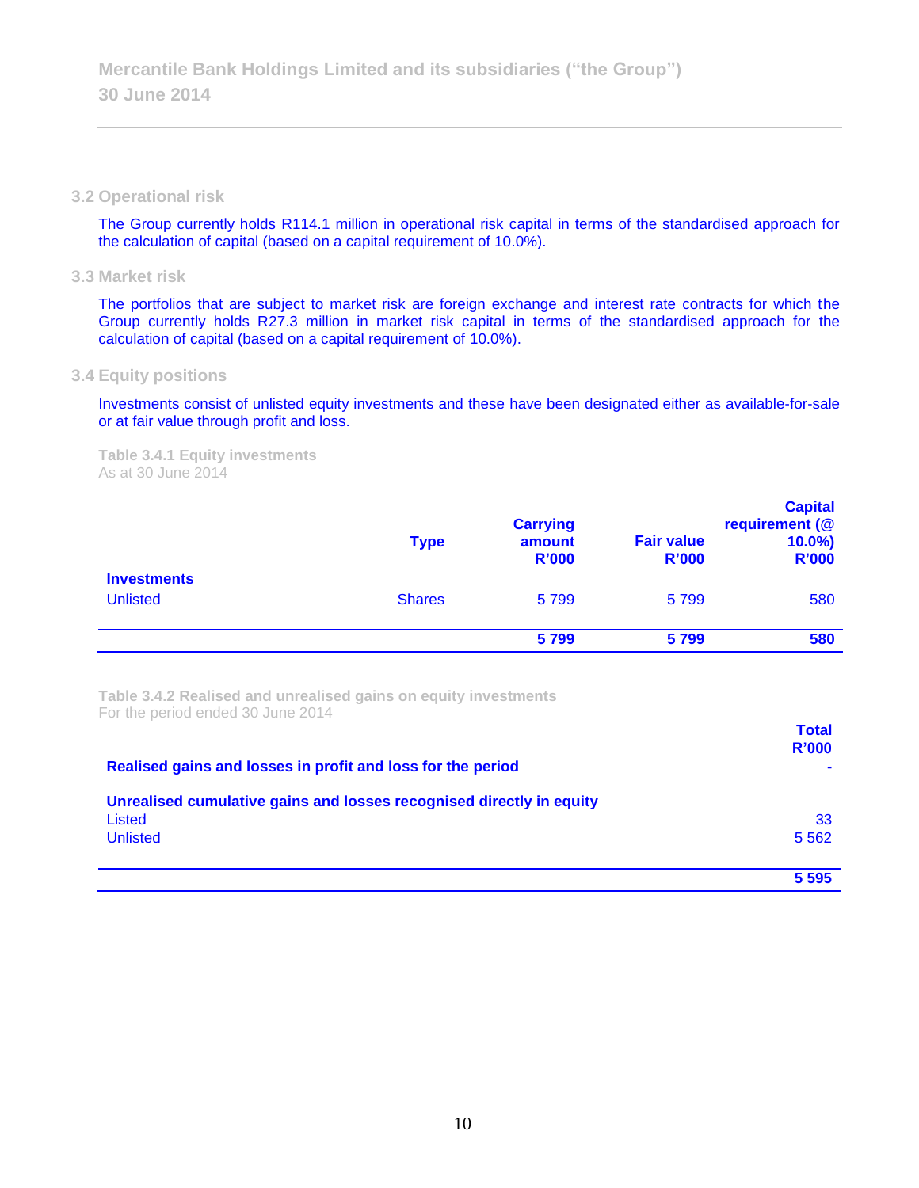### 3.2 Operational risk

The Group currently holds R114.1 million in operational risk capital in terms of the standardised approach for the calculation of capital (based on a capital requirement of 10.0%).

### 3.3 Market risk

The portfolios that are subject to market risk are foreign exchange and interest rate contracts for which the Group currently holds R27.3 million in market risk capital in terms of the standardised approach for the calculation of capital (based on a capital requirement of 10.0%).

### 3.4 Equity positions

Investments consist of unlisted equity investments and these have been designated either as available-for-sale or at fair value through profit and loss.

**Table 3.4.1 Equity investments**
As at 30 June 2014

| | Type | Carrying amount R'000 | Fair value R'000 | Capital requirement (@ 10.0%) R'000 |
|---|---|---|---|---|
| **Investments** | | | | |
| Unlisted | Shares | 5 799 | 5 799 | 580 |
| | | **5 799** | **5 799** | **580** |

**Table 3.4.2 Realised and unrealised gains on equity investments**
For the period ended 30 June 2014

| | Total R'000 |
|---|---|
| **Realised gains and losses in profit and loss for the period** | - |
| **Unrealised cumulative gains and losses recognised directly in equity** | |
| Listed | 33 |
| Unlisted | 5 562 |
| | **5 595** |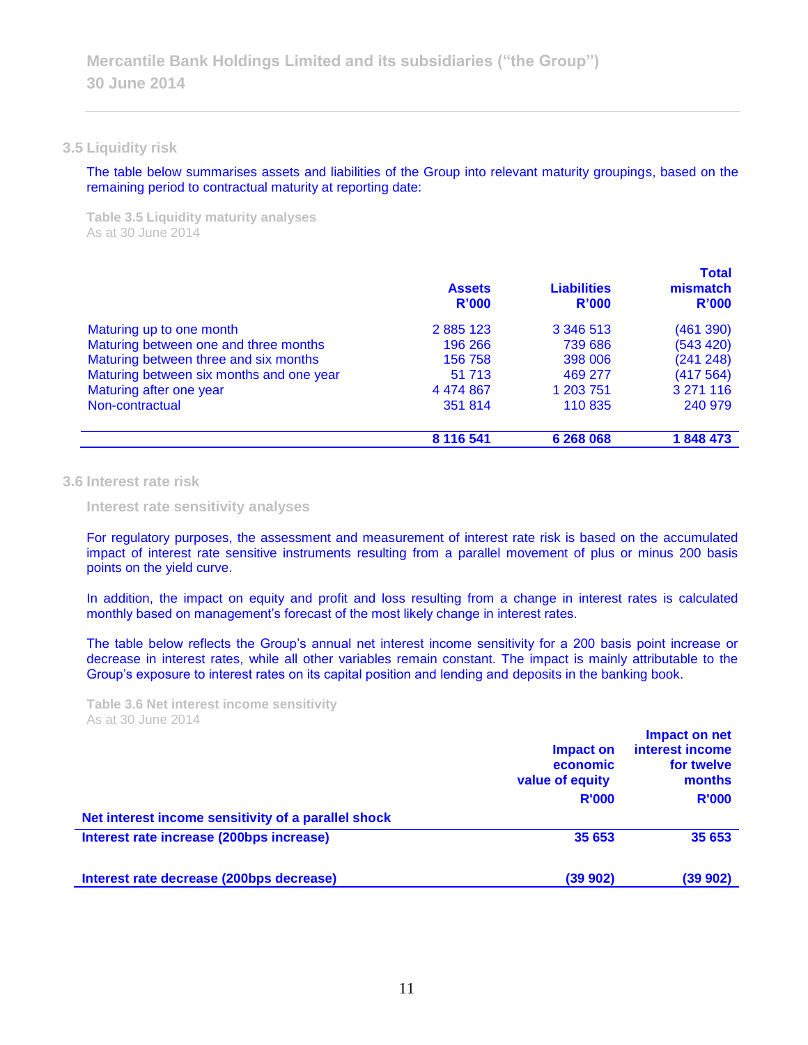## 3.5 Liquidity risk

The table below summarises assets and liabilities of the Group into relevant maturity groupings, based on the remaining period to contractual maturity at reporting date:

**Table 3.5 Liquidity maturity analyses**
As at 30 June 2014

| | Assets R'000 | Liabilities R'000 | Total mismatch R'000 |
|---|---|---|---|
| Maturing up to one month | 2 885 123 | 3 346 513 | (461 390) |
| Maturing between one and three months | 196 266 | 739 686 | (543 420) |
| Maturing between three and six months | 156 758 | 398 006 | (241 248) |
| Maturing between six months and one year | 51 713 | 469 277 | (417 564) |
| Maturing after one year | 4 474 867 | 1 203 751 | 3 271 116 |
| Non-contractual | 351 814 | 110 835 | 240 979 |
| | **8 116 541** | **6 268 068** | **1 848 473** |

## 3.6 Interest rate risk

### Interest rate sensitivity analyses

For regulatory purposes, the assessment and measurement of interest rate risk is based on the accumulated impact of interest rate sensitive instruments resulting from a parallel movement of plus or minus 200 basis points on the yield curve.

In addition, the impact on equity and profit and loss resulting from a change in interest rates is calculated monthly based on management's forecast of the most likely change in interest rates.

The table below reflects the Group's annual net interest income sensitivity for a 200 basis point increase or decrease in interest rates, while all other variables remain constant. The impact is mainly attributable to the Group's exposure to interest rates on its capital position and lending and deposits in the banking book.

**Table 3.6 Net interest income sensitivity**
As at 30 June 2014

| | Impact on economic value of equity R'000 | Impact on net interest income for twelve months R'000 |
|---|---|---|
| **Net interest income sensitivity of a parallel shock** | | |
| **Interest rate increase (200bps increase)** | **35 653** | **35 653** |
| **Interest rate decrease (200bps decrease)** | **(39 902)** | **(39 902)** |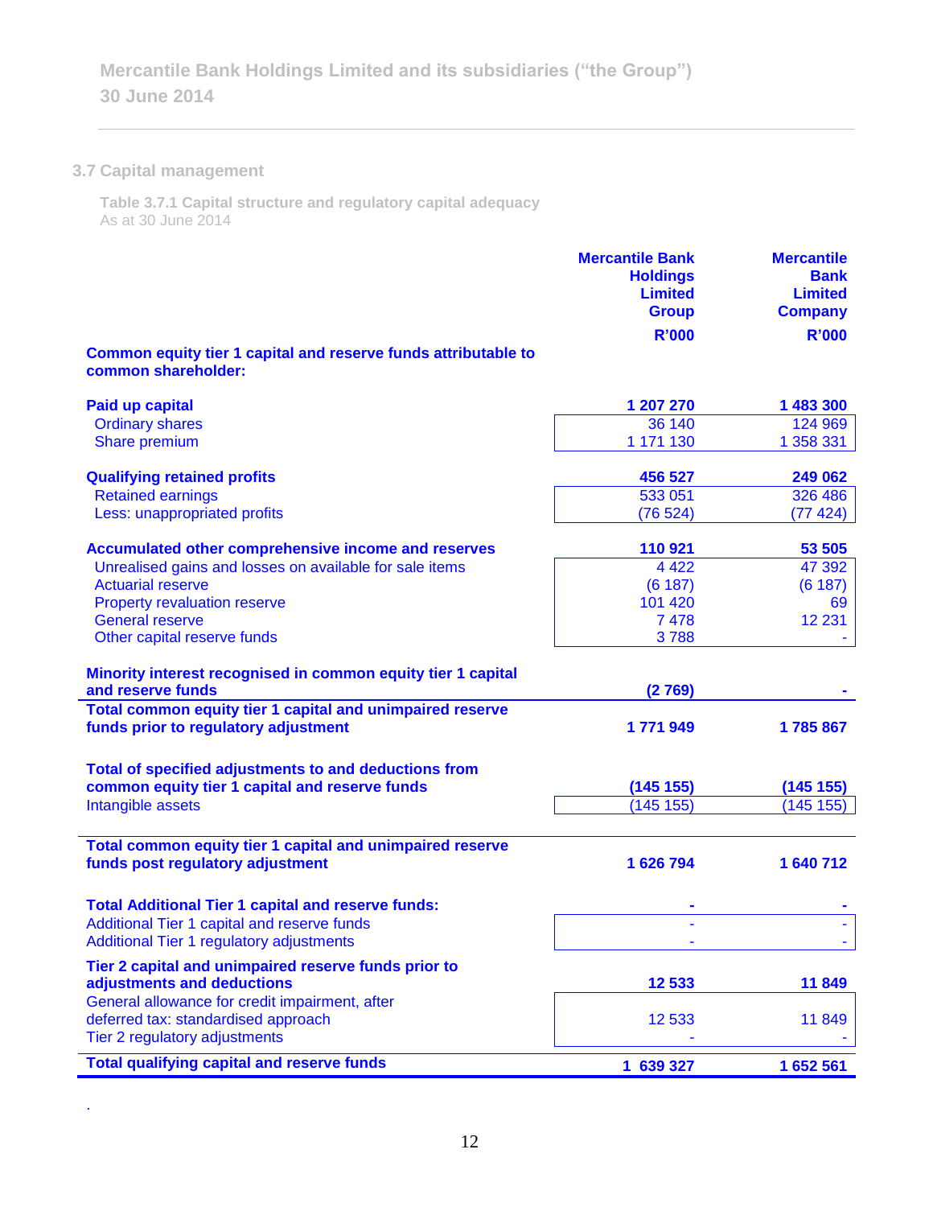## 3.7 Capital management

**Table 3.7.1 Capital structure and regulatory capital adequacy**
As at 30 June 2014

| | Mercantile Bank Holdings Limited Group R'000 | Mercantile Bank Limited Company R'000 |
|---|---|---|
| **Common equity tier 1 capital and reserve funds attributable to common shareholder:** | | |
| **Paid up capital** | **1 207 270** | **1 483 300** |
| Ordinary shares | 36 140 | 124 969 |
| Share premium | 1 171 130 | 1 358 331 |
| **Qualifying retained profits** | **456 527** | **249 062** |
| Retained earnings | 533 051 | 326 486 |
| Less: unappropriated profits | (76 524) | (77 424) |
| **Accumulated other comprehensive income and reserves** | **110 921** | **53 505** |
| Unrealised gains and losses on available for sale items | 4 422 | 47 392 |
| Actuarial reserve | (6 187) | (6 187) |
| Property revaluation reserve | 101 420 | 69 |
| General reserve | 7 478 | 12 231 |
| Other capital reserve funds | 3 788 | - |
| **Minority interest recognised in common equity tier 1 capital and reserve funds** | **(2 769)** | **-** |
| **Total common equity tier 1 capital and unimpaired reserve funds prior to regulatory adjustment** | **1 771 949** | **1 785 867** |
| **Total of specified adjustments to and deductions from common equity tier 1 capital and reserve funds** | **(145 155)** | **(145 155)** |
| Intangible assets | (145 155) | (145 155) |
| **Total common equity tier 1 capital and unimpaired reserve funds post regulatory adjustment** | **1 626 794** | **1 640 712** |
| **Total Additional Tier 1 capital and reserve funds:** | **-** | **-** |
| Additional Tier 1 capital and reserve funds | - | - |
| Additional Tier 1 regulatory adjustments | - | - |
| **Tier 2 capital and unimpaired reserve funds prior to adjustments and deductions** | **12 533** | **11 849** |
| General allowance for credit impairment, after deferred tax: standardised approach | 12 533 | 11 849 |
| Tier 2 regulatory adjustments | - | - |
| **Total qualifying capital and reserve funds** | **1 639 327** | **1 652 561** |

.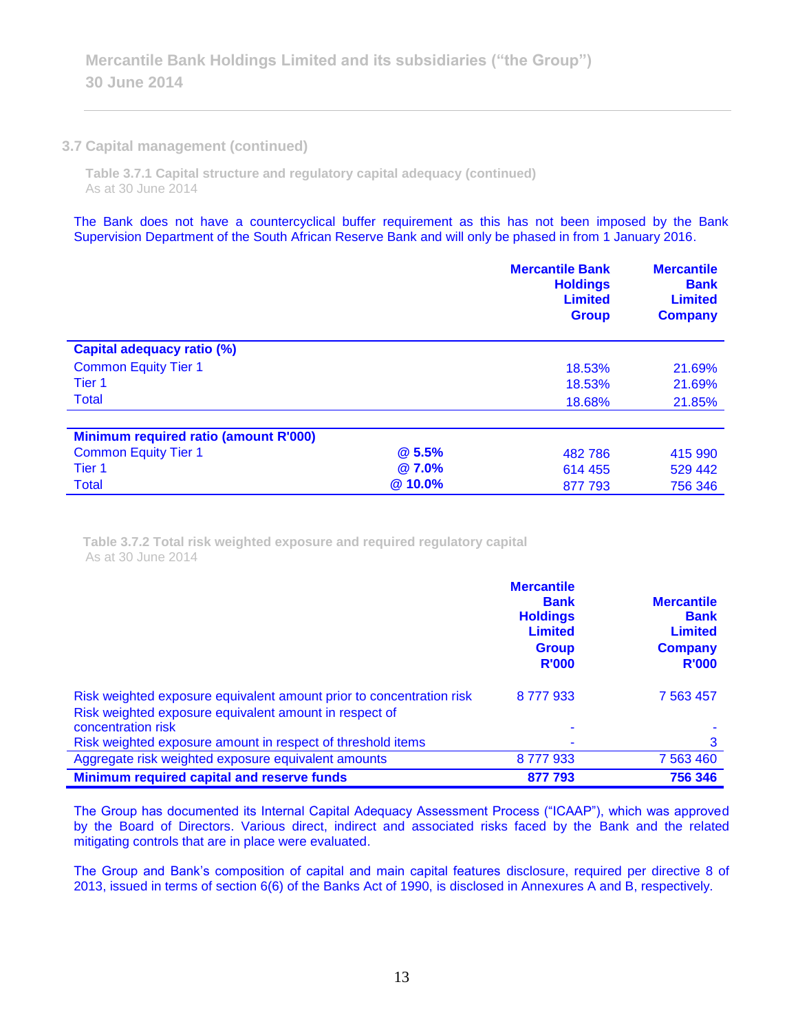### 3.7 Capital management (continued)

**Table 3.7.1 Capital structure and regulatory capital adequacy (continued)**
As at 30 June 2014

The Bank does not have a countercyclical buffer requirement as this has not been imposed by the Bank Supervision Department of the South African Reserve Bank and will only be phased in from 1 January 2016.

| | | Mercantile Bank Holdings Limited Group | Mercantile Bank Limited Company |
|---|---|---|---|
| **Capital adequacy ratio (%)** | | | |
| Common Equity Tier 1 | | 18.53% | 21.69% |
| Tier 1 | | 18.53% | 21.69% |
| Total | | 18.68% | 21.85% |
| **Minimum required ratio (amount R'000)** | | | |
| Common Equity Tier 1 | **@ 5.5%** | 482 786 | 415 990 |
| Tier 1 | **@ 7.0%** | 614 455 | 529 442 |
| Total | **@ 10.0%** | 877 793 | 756 346 |

**Table 3.7.2 Total risk weighted exposure and required regulatory capital**
As at 30 June 2014

| | Mercantile Bank Holdings Limited Group R'000 | Mercantile Bank Limited Company R'000 |
|---|---|---|
| Risk weighted exposure equivalent amount prior to concentration risk | 8 777 933 | 7 563 457 |
| Risk weighted exposure equivalent amount in respect of concentration risk | - | - |
| Risk weighted exposure amount in respect of threshold items | - | 3 |
| Aggregate risk weighted exposure equivalent amounts | 8 777 933 | 7 563 460 |
| **Minimum required capital and reserve funds** | **877 793** | **756 346** |

The Group has documented its Internal Capital Adequacy Assessment Process ("ICAAP"), which was approved by the Board of Directors. Various direct, indirect and associated risks faced by the Bank and the related mitigating controls that are in place were evaluated.

The Group and Bank's composition of capital and main capital features disclosure, required per directive 8 of 2013, issued in terms of section 6(6) of the Banks Act of 1990, is disclosed in Annexures A and B, respectively.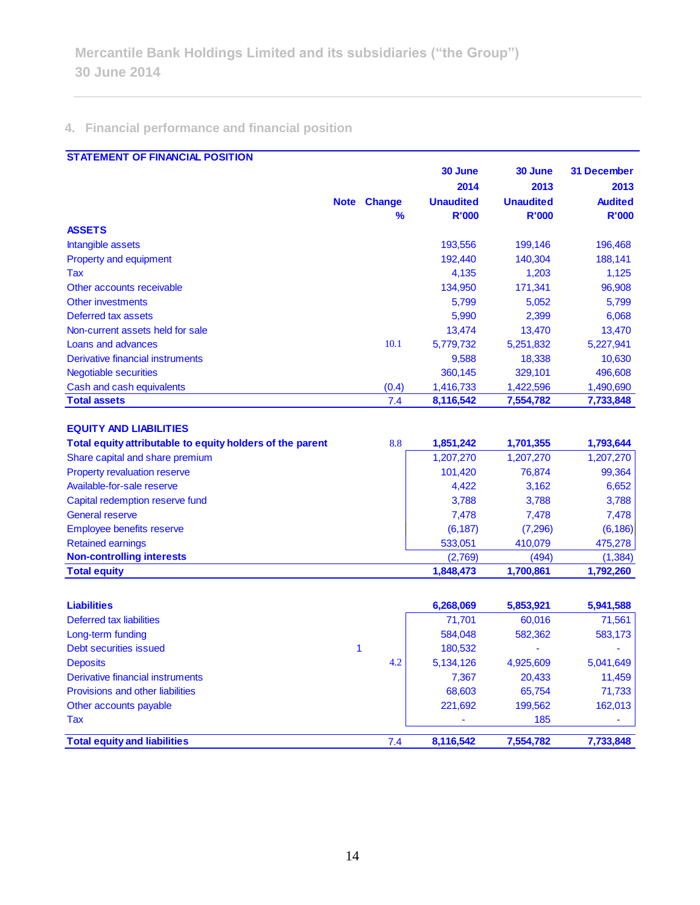## 4. Financial performance and financial position

| STATEMENT OF FINANCIAL POSITION | Note | Change % | 30 June 2014 Unaudited R'000 | 30 June 2013 Unaudited R'000 | 31 December 2013 Audited R'000 |
|---|---|---|---|---|---|
| **ASSETS** | | | | | |
| Intangible assets | | | 193,556 | 199,146 | 196,468 |
| Property and equipment | | | 192,440 | 140,304 | 188,141 |
| Tax | | | 4,135 | 1,203 | 1,125 |
| Other accounts receivable | | | 134,950 | 171,341 | 96,908 |
| Other investments | | | 5,799 | 5,052 | 5,799 |
| Deferred tax assets | | | 5,990 | 2,399 | 6,068 |
| Non-current assets held for sale | | | 13,474 | 13,470 | 13,470 |
| Loans and advances | | 10.1 | 5,779,732 | 5,251,832 | 5,227,941 |
| Derivative financial instruments | | | 9,588 | 18,338 | 10,630 |
| Negotiable securities | | | 360,145 | 329,101 | 496,608 |
| Cash and cash equivalents | | (0.4) | 1,416,733 | 1,422,596 | 1,490,690 |
| **Total assets** | | 7.4 | **8,116,542** | **7,554,782** | **7,733,848** |
| | | | | | |
| **EQUITY AND LIABILITIES** | | | | | |
| **Total equity attributable to equity holders of the parent** | | 8.8 | **1,851,242** | **1,701,355** | **1,793,644** |
| Share capital and share premium | | | 1,207,270 | 1,207,270 | 1,207,270 |
| Property revaluation reserve | | | 101,420 | 76,874 | 99,364 |
| Available-for-sale reserve | | | 4,422 | 3,162 | 6,652 |
| Capital redemption reserve fund | | | 3,788 | 3,788 | 3,788 |
| General reserve | | | 7,478 | 7,478 | 7,478 |
| Employee benefits reserve | | | (6,187) | (7,296) | (6,186) |
| Retained earnings | | | 533,051 | 410,079 | 475,278 |
| **Non-controlling interests** | | | (2,769) | (494) | (1,384) |
| **Total equity** | | | **1,848,473** | **1,700,861** | **1,792,260** |
| | | | | | |
| **Liabilities** | | | **6,268,069** | **5,853,921** | **5,941,588** |
| Deferred tax liabilities | | | 71,701 | 60,016 | 71,561 |
| Long-term funding | | | 584,048 | 582,362 | 583,173 |
| Debt securities issued | 1 | | 180,532 | - | - |
| Deposits | | 4.2 | 5,134,126 | 4,925,609 | 5,041,649 |
| Derivative financial instruments | | | 7,367 | 20,433 | 11,459 |
| Provisions and other liabilities | | | 68,603 | 65,754 | 71,733 |
| Other accounts payable | | | 221,692 | 199,562 | 162,013 |
| Tax | | | - | 185 | - |
| **Total equity and liabilities** | | 7.4 | **8,116,542** | **7,554,782** | **7,733,848** |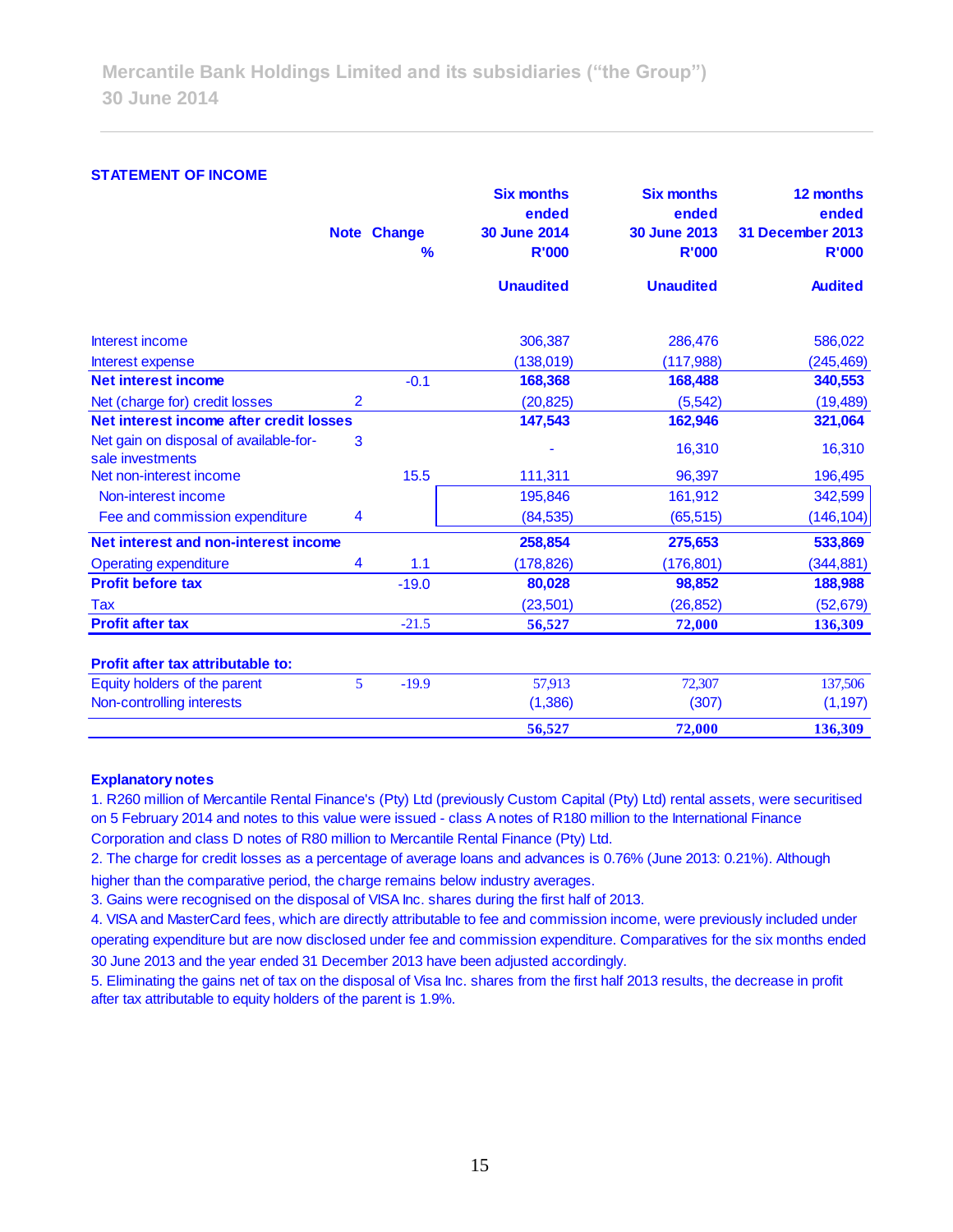## STATEMENT OF INCOME

| | Note | Change % | Six months ended 30 June 2014 R'000 Unaudited | Six months ended 30 June 2013 R'000 Unaudited | 12 months ended 31 December 2013 R'000 Audited |
|---|---|---|---|---|---|
| Interest income | | | 306,387 | 286,476 | 586,022 |
| Interest expense | | | (138,019) | (117,988) | (245,469) |
| **Net interest income** | | -0.1 | **168,368** | **168,488** | **340,553** |
| Net (charge for) credit losses | 2 | | (20,825) | (5,542) | (19,489) |
| **Net interest income after credit losses** | | | **147,543** | **162,946** | **321,064** |
| Net gain on disposal of available-for-sale investments | 3 | | - | 16,310 | 16,310 |
| Net non-interest income | | 15.5 | 111,311 | 96,397 | 196,495 |
| Non-interest income | | | 195,846 | 161,912 | 342,599 |
| Fee and commission expenditure | 4 | | (84,535) | (65,515) | (146,104) |
| **Net interest and non-interest income** | | | **258,854** | **275,653** | **533,869** |
| Operating expenditure | 4 | 1.1 | (178,826) | (176,801) | (344,881) |
| **Profit before tax** | | -19.0 | **80,028** | **98,852** | **188,988** |
| Tax | | | (23,501) | (26,852) | (52,679) |
| **Profit after tax** | | -21.5 | **56,527** | **72,000** | **136,309** |
| | | | | | |
| **Profit after tax attributable to:** | | | | | |
| Equity holders of the parent | 5 | -19.9 | 57,913 | 72,307 | 137,506 |
| Non-controlling interests | | | (1,386) | (307) | (1,197) |
| | | | **56,527** | **72,000** | **136,309** |

**Explanatory notes**

1. R260 million of Mercantile Rental Finance's (Pty) Ltd (previously Custom Capital (Pty) Ltd) rental assets, were securitised on 5 February 2014 and notes to this value were issued - class A notes of R180 million to the International Finance Corporation and class D notes of R80 million to Mercantile Rental Finance (Pty) Ltd.
2. The charge for credit losses as a percentage of average loans and advances is 0.76% (June 2013: 0.21%). Although higher than the comparative period, the charge remains below industry averages.
3. Gains were recognised on the disposal of VISA Inc. shares during the first half of 2013.
4. VISA and MasterCard fees, which are directly attributable to fee and commission income, were previously included under operating expenditure but are now disclosed under fee and commission expenditure. Comparatives for the six months ended 30 June 2013 and the year ended 31 December 2013 have been adjusted accordingly.
5. Eliminating the gains net of tax on the disposal of Visa Inc. shares from the first half 2013 results, the decrease in profit after tax attributable to equity holders of the parent is 1.9%.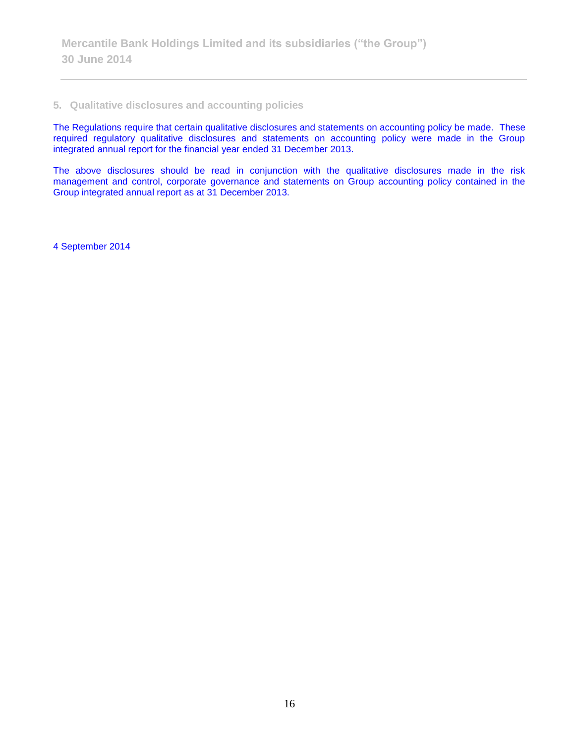## 5. Qualitative disclosures and accounting policies

The Regulations require that certain qualitative disclosures and statements on accounting policy be made. These required regulatory qualitative disclosures and statements on accounting policy were made in the Group integrated annual report for the financial year ended 31 December 2013.

The above disclosures should be read in conjunction with the qualitative disclosures made in the risk management and control, corporate governance and statements on Group accounting policy contained in the Group integrated annual report as at 31 December 2013.

4 September 2014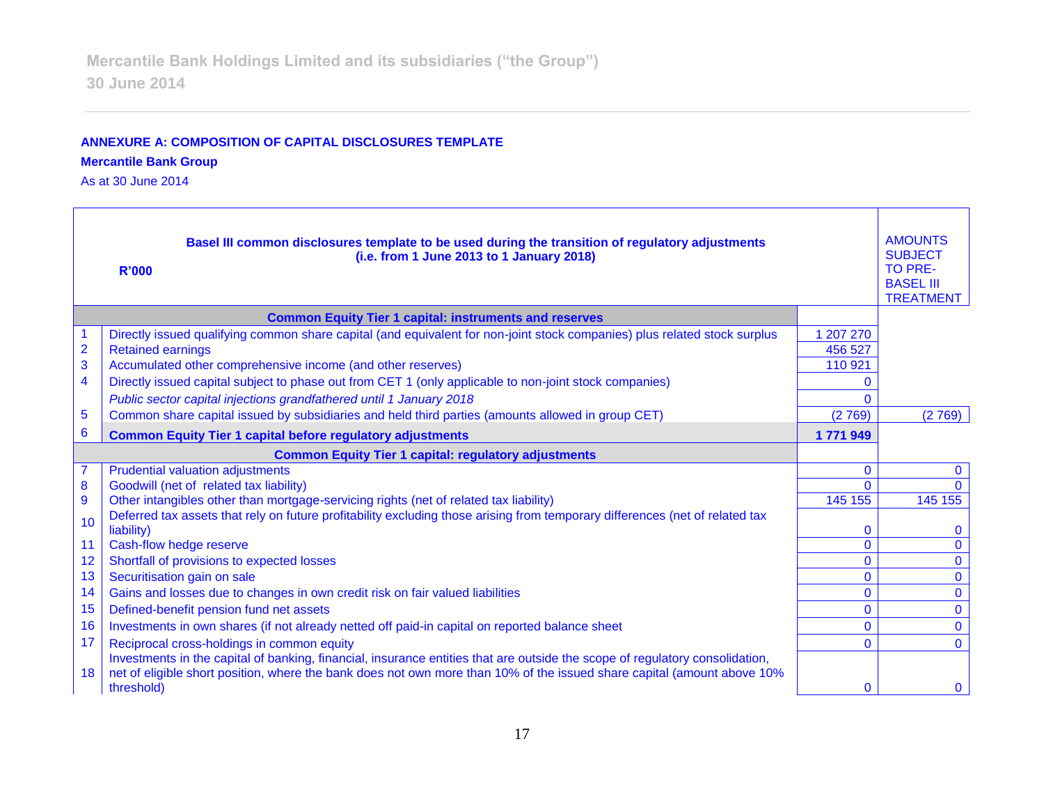**ANNEXURE A: COMPOSITION OF CAPITAL DISCLOSURES TEMPLATE**

**Mercantile Bank Group**

As at 30 June 2014

| | **Basel III common disclosures template to be used during the transition of regulatory adjustments (i.e. from 1 June 2013 to 1 January 2018)** **R'000** | | AMOUNTS SUBJECT TO PRE-BASEL III TREATMENT |
|---|---|---|---|
| | **Common Equity Tier 1 capital: instruments and reserves** | | |
| 1 | Directly issued qualifying common share capital (and equivalent for non-joint stock companies) plus related stock surplus | 1 207 270 | |
| 2 | Retained earnings | 456 527 | |
| 3 | Accumulated other comprehensive income (and other reserves) | 110 921 | |
| 4 | Directly issued capital subject to phase out from CET 1 (only applicable to non-joint stock companies) | 0 | |
| | *Public sector capital injections grandfathered until 1 January 2018* | 0 | |
| 5 | Common share capital issued by subsidiaries and held third parties (amounts allowed in group CET) | (2 769) | (2 769) |
| 6 | **Common Equity Tier 1 capital before regulatory adjustments** | **1 771 949** | |
| | **Common Equity Tier 1 capital: regulatory adjustments** | | |
| 7 | Prudential valuation adjustments | 0 | 0 |
| 8 | Goodwill (net of related tax liability) | 0 | 0 |
| 9 | Other intangibles other than mortgage-servicing rights (net of related tax liability) | 145 155 | 145 155 |
| 10 | Deferred tax assets that rely on future profitability excluding those arising from temporary differences (net of related tax liability) | 0 | 0 |
| 11 | Cash-flow hedge reserve | 0 | 0 |
| 12 | Shortfall of provisions to expected losses | 0 | 0 |
| 13 | Securitisation gain on sale | 0 | 0 |
| 14 | Gains and losses due to changes in own credit risk on fair valued liabilities | 0 | 0 |
| 15 | Defined-benefit pension fund net assets | 0 | 0 |
| 16 | Investments in own shares (if not already netted off paid-in capital on reported balance sheet | 0 | 0 |
| 17 | Reciprocal cross-holdings in common equity | 0 | 0 |
| 18 | Investments in the capital of banking, financial, insurance entities that are outside the scope of regulatory consolidation, net of eligible short position, where the bank does not own more than 10% of the issued share capital (amount above 10% threshold) | 0 | 0 |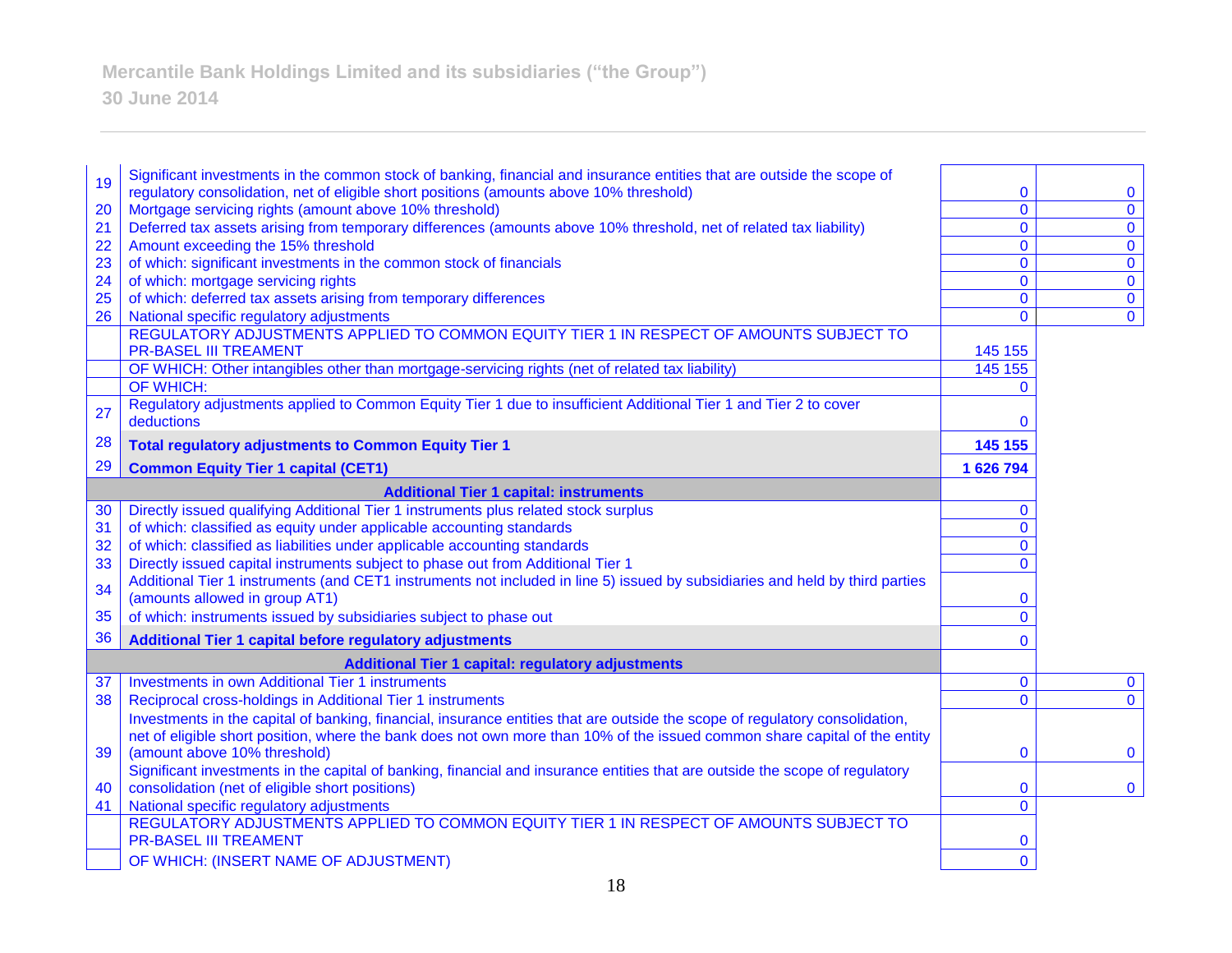| | | | |
|---|---|---|---|
| 19 | Significant investments in the common stock of banking, financial and insurance entities that are outside the scope of regulatory consolidation, net of eligible short positions (amounts above 10% threshold) | 0 | 0 |
| 20 | Mortgage servicing rights (amount above 10% threshold) | 0 | 0 |
| 21 | Deferred tax assets arising from temporary differences (amounts above 10% threshold, net of related tax liability) | 0 | 0 |
| 22 | Amount exceeding the 15% threshold | 0 | 0 |
| 23 | of which: significant investments in the common stock of financials | 0 | 0 |
| 24 | of which: mortgage servicing rights | 0 | 0 |
| 25 | of which: deferred tax assets arising from temporary differences | 0 | 0 |
| 26 | National specific regulatory adjustments | 0 | 0 |
| | REGULATORY ADJUSTMENTS APPLIED TO COMMON EQUITY TIER 1 IN RESPECT OF AMOUNTS SUBJECT TO PR-BASEL III TREAMENT | 145 155 | |
| | OF WHICH: Other intangibles other than mortgage-servicing rights (net of related tax liability) | 145 155 | |
| | OF WHICH: | 0 | |
| 27 | Regulatory adjustments applied to Common Equity Tier 1 due to insufficient Additional Tier 1 and Tier 2 to cover deductions | 0 | |
| 28 | **Total regulatory adjustments to Common Equity Tier 1** | **145 155** | |
| 29 | **Common Equity Tier 1 capital (CET1)** | **1 626 794** | |
| | **Additional Tier 1 capital: instruments** | | |
| 30 | Directly issued qualifying Additional Tier 1 instruments plus related stock surplus | 0 | |
| 31 | of which: classified as equity under applicable accounting standards | 0 | |
| 32 | of which: classified as liabilities under applicable accounting standards | 0 | |
| 33 | Directly issued capital instruments subject to phase out from Additional Tier 1 | 0 | |
| 34 | Additional Tier 1 instruments (and CET1 instruments not included in line 5) issued by subsidiaries and held by third parties (amounts allowed in group AT1) | 0 | |
| 35 | of which: instruments issued by subsidiaries subject to phase out | 0 | |
| 36 | **Additional Tier 1 capital before regulatory adjustments** | 0 | |
| | **Additional Tier 1 capital: regulatory adjustments** | | |
| 37 | Investments in own Additional Tier 1 instruments | 0 | 0 |
| 38 | Reciprocal cross-holdings in Additional Tier 1 instruments | 0 | 0 |
| 39 | Investments in the capital of banking, financial, insurance entities that are outside the scope of regulatory consolidation, net of eligible short position, where the bank does not own more than 10% of the issued common share capital of the entity (amount above 10% threshold) | 0 | 0 |
| 40 | Significant investments in the capital of banking, financial and insurance entities that are outside the scope of regulatory consolidation (net of eligible short positions) | 0 | 0 |
| 41 | National specific regulatory adjustments | 0 | |
| | REGULATORY ADJUSTMENTS APPLIED TO COMMON EQUITY TIER 1 IN RESPECT OF AMOUNTS SUBJECT TO PR-BASEL III TREAMENT | 0 | |
| | OF WHICH: (INSERT NAME OF ADJUSTMENT) | 0 | |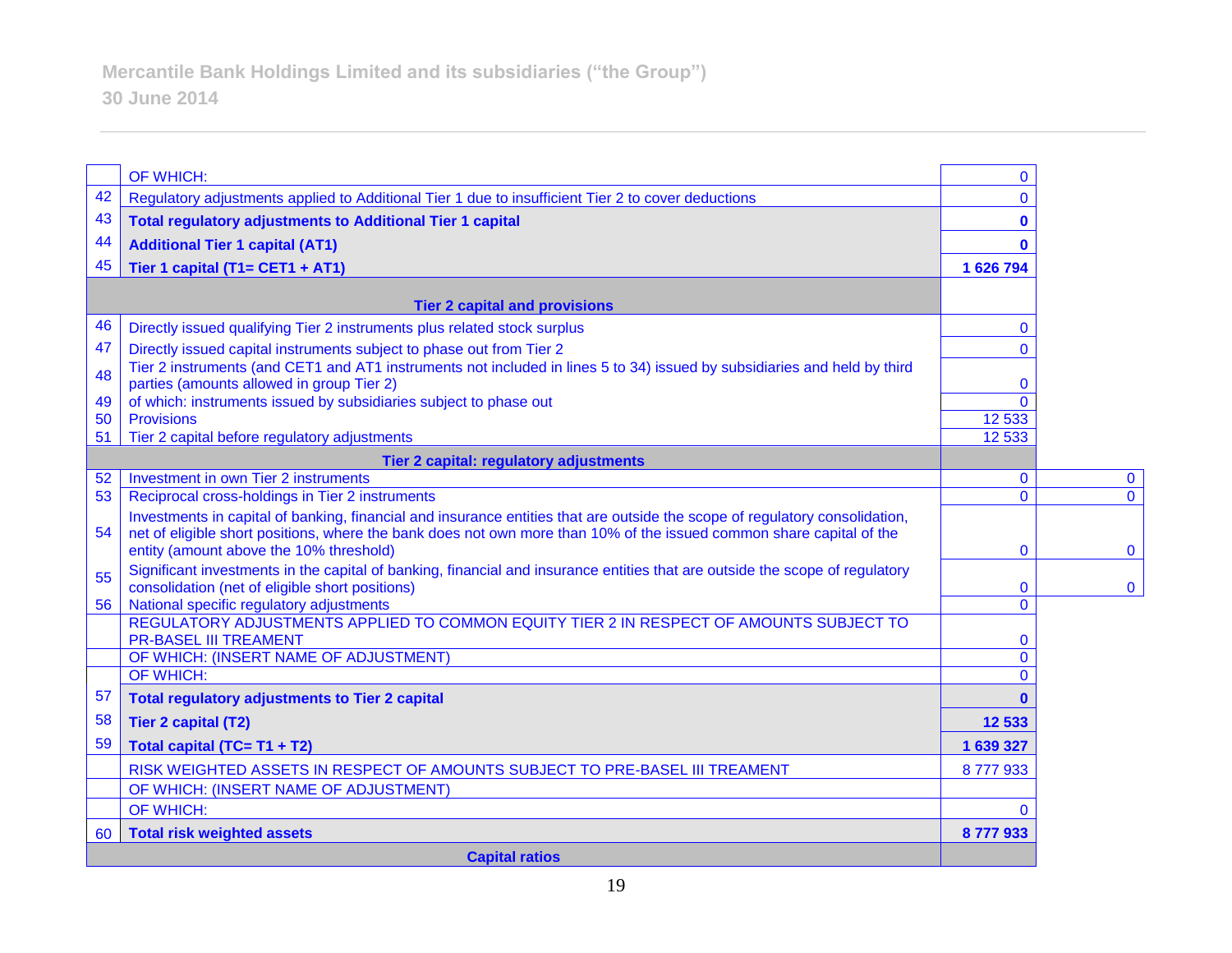Mercantile Bank Holdings Limited and its subsidiaries ("the Group")

30 June 2014

| | | | |
|---|---|---|---|
| | OF WHICH: | 0 | |
| 42 | Regulatory adjustments applied to Additional Tier 1 due to insufficient Tier 2 to cover deductions | 0 | |
| 43 | **Total regulatory adjustments to Additional Tier 1 capital** | **0** | |
| 44 | **Additional Tier 1 capital (AT1)** | **0** | |
| 45 | **Tier 1 capital (T1= CET1 + AT1)** | **1 626 794** | |
| | **Tier 2 capital and provisions** | | |
| 46 | Directly issued qualifying Tier 2 instruments plus related stock surplus | 0 | |
| 47 | Directly issued capital instruments subject to phase out from Tier 2 | 0 | |
| 48 | Tier 2 instruments (and CET1 and AT1 instruments not included in lines 5 to 34) issued by subsidiaries and held by third parties (amounts allowed in group Tier 2) | 0 | |
| 49 | of which: instruments issued by subsidiaries subject to phase out | 0 | |
| 50 | Provisions | 12 533 | |
| 51 | Tier 2 capital before regulatory adjustments | 12 533 | |
| | **Tier 2 capital: regulatory adjustments** | | |
| 52 | Investment in own Tier 2 instruments | 0 | 0 |
| 53 | Reciprocal cross-holdings in Tier 2 instruments | 0 | 0 |
| 54 | Investments in capital of banking, financial and insurance entities that are outside the scope of regulatory consolidation, net of eligible short positions, where the bank does not own more than 10% of the issued common share capital of the entity (amount above the 10% threshold) | 0 | 0 |
| 55 | Significant investments in the capital of banking, financial and insurance entities that are outside the scope of regulatory consolidation (net of eligible short positions) | 0 | 0 |
| 56 | National specific regulatory adjustments | 0 | |
| | REGULATORY ADJUSTMENTS APPLIED TO COMMON EQUITY TIER 2 IN RESPECT OF AMOUNTS SUBJECT TO PR-BASEL III TREAMENT | 0 | |
| | OF WHICH: (INSERT NAME OF ADJUSTMENT) | 0 | |
| | OF WHICH: | 0 | |
| 57 | **Total regulatory adjustments to Tier 2 capital** | **0** | |
| 58 | **Tier 2 capital (T2)** | **12 533** | |
| 59 | **Total capital (TC= T1 + T2)** | **1 639 327** | |
| | RISK WEIGHTED ASSETS IN RESPECT OF AMOUNTS SUBJECT TO PRE-BASEL III TREAMENT | 8 777 933 | |
| | OF WHICH: (INSERT NAME OF ADJUSTMENT) | | |
| | OF WHICH: | 0 | |
| 60 | **Total risk weighted assets** | **8 777 933** | |
| | **Capital ratios** | | |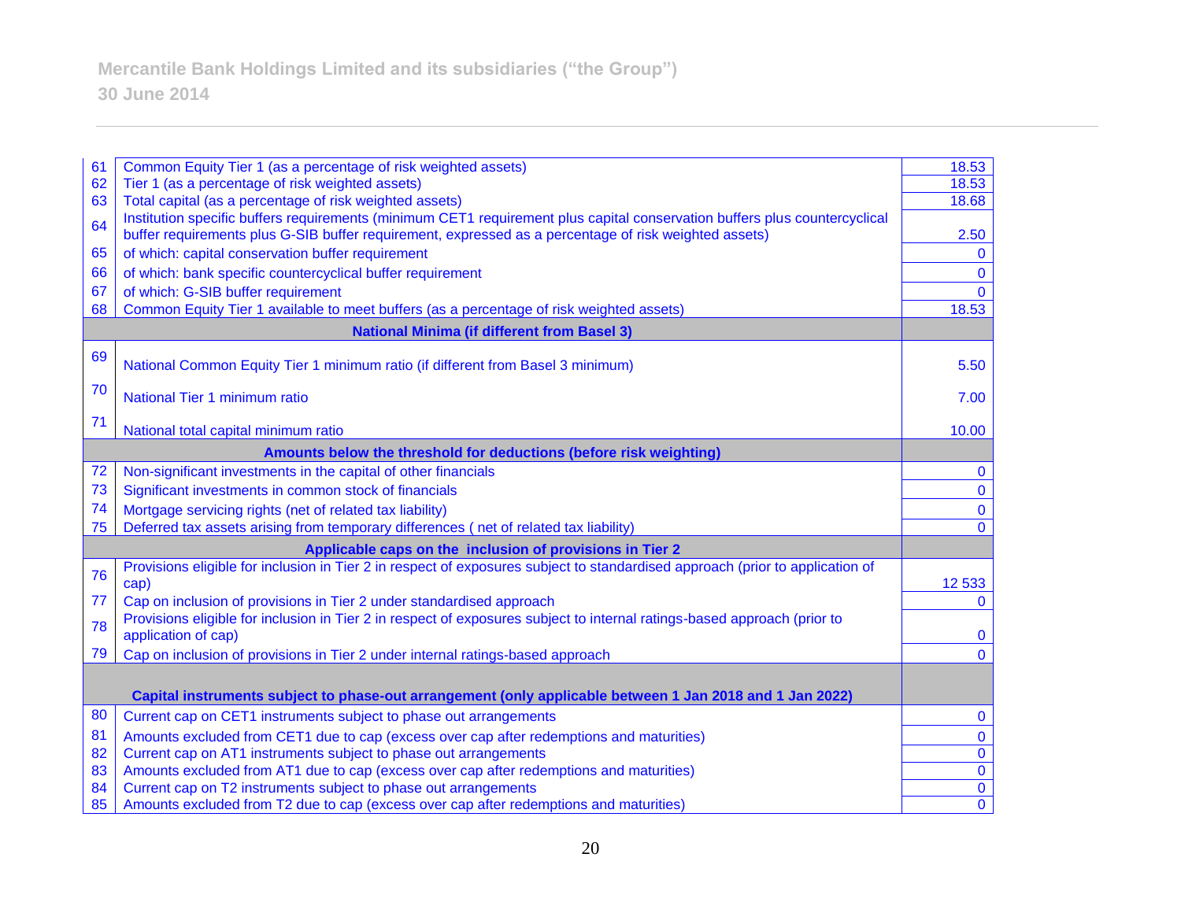| | | |
|---|---|---|
| 61 | Common Equity Tier 1 (as a percentage of risk weighted assets) | 18.53 |
| 62 | Tier 1 (as a percentage of risk weighted assets) | 18.53 |
| 63 | Total capital (as a percentage of risk weighted assets) | 18.68 |
| 64 | Institution specific buffers requirements (minimum CET1 requirement plus capital conservation buffers plus countercyclical buffer requirements plus G-SIB buffer requirement, expressed as a percentage of risk weighted assets) | 2.50 |
| 65 | of which: capital conservation buffer requirement | 0 |
| 66 | of which: bank specific countercyclical buffer requirement | 0 |
| 67 | of which: G-SIB buffer requirement | 0 |
| 68 | Common Equity Tier 1 available to meet buffers (as a percentage of risk weighted assets) | 18.53 |
| | **National Minima (if different from Basel 3)** | |
| 69 | National Common Equity Tier 1 minimum ratio (if different from Basel 3 minimum) | 5.50 |
| 70 | National Tier 1 minimum ratio | 7.00 |
| 71 | National total capital minimum ratio | 10.00 |
| | **Amounts below the threshold for deductions (before risk weighting)** | |
| 72 | Non-significant investments in the capital of other financials | 0 |
| 73 | Significant investments in common stock of financials | 0 |
| 74 | Mortgage servicing rights (net of related tax liability) | 0 |
| 75 | Deferred tax assets arising from temporary differences ( net of related tax liability) | 0 |
| | **Applicable caps on the inclusion of provisions in Tier 2** | |
| 76 | Provisions eligible for inclusion in Tier 2 in respect of exposures subject to standardised approach (prior to application of cap) | 12 533 |
| 77 | Cap on inclusion of provisions in Tier 2 under standardised approach | 0 |
| 78 | Provisions eligible for inclusion in Tier 2 in respect of exposures subject to internal ratings-based approach (prior to application of cap) | 0 |
| 79 | Cap on inclusion of provisions in Tier 2 under internal ratings-based approach | 0 |
| | **Capital instruments subject to phase-out arrangement (only applicable between 1 Jan 2018 and 1 Jan 2022)** | |
| 80 | Current cap on CET1 instruments subject to phase out arrangements | 0 |
| 81 | Amounts excluded from CET1 due to cap (excess over cap after redemptions and maturities) | 0 |
| 82 | Current cap on AT1 instruments subject to phase out arrangements | 0 |
| 83 | Amounts excluded from AT1 due to cap (excess over cap after redemptions and maturities) | 0 |
| 84 | Current cap on T2 instruments subject to phase out arrangements | 0 |
| 85 | Amounts excluded from T2 due to cap (excess over cap after redemptions and maturities) | 0 |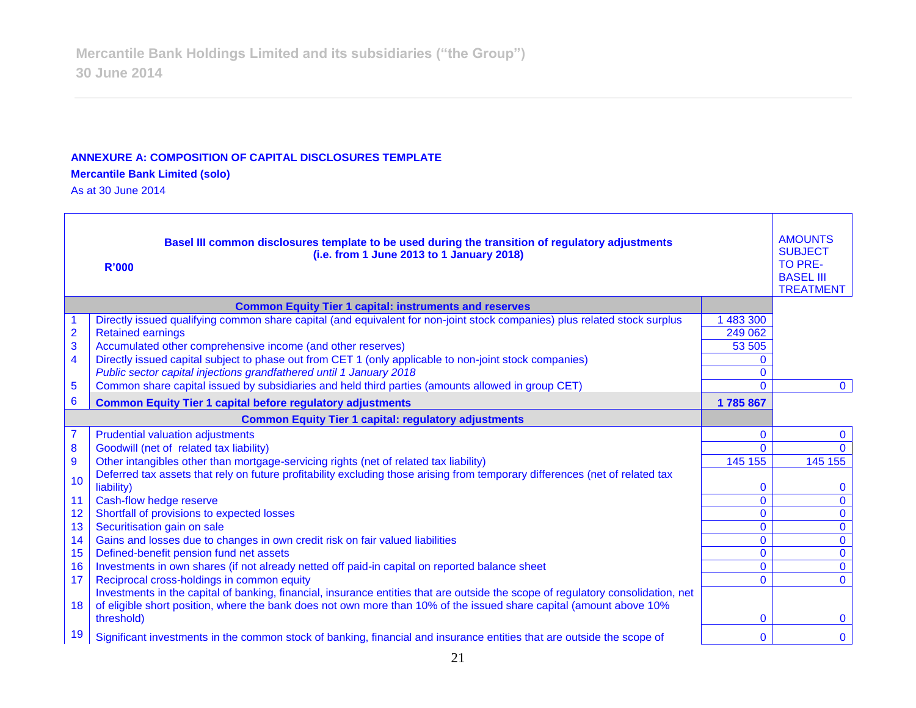**ANNEXURE A: COMPOSITION OF CAPITAL DISCLOSURES TEMPLATE**

**Mercantile Bank Limited (solo)**

As at 30 June 2014

| | **Basel III common disclosures template to be used during the transition of regulatory adjustments (i.e. from 1 June 2013 to 1 January 2018)** **R'000** | | AMOUNTS SUBJECT TO PRE-BASEL III TREATMENT |
|---|---|---|---|
| | **Common Equity Tier 1 capital: instruments and reserves** | | |
| 1 | Directly issued qualifying common share capital (and equivalent for non-joint stock companies) plus related stock surplus | 1 483 300 | |
| 2 | Retained earnings | 249 062 | |
| 3 | Accumulated other comprehensive income (and other reserves) | 53 505 | |
| 4 | Directly issued capital subject to phase out from CET 1 (only applicable to non-joint stock companies) | 0 | |
| | *Public sector capital injections grandfathered until 1 January 2018* | 0 | |
| 5 | Common share capital issued by subsidiaries and held third parties (amounts allowed in group CET) | 0 | 0 |
| 6 | **Common Equity Tier 1 capital before regulatory adjustments** | **1 785 867** | |
| | **Common Equity Tier 1 capital: regulatory adjustments** | | |
| 7 | Prudential valuation adjustments | 0 | 0 |
| 8 | Goodwill (net of related tax liability) | 0 | 0 |
| 9 | Other intangibles other than mortgage-servicing rights (net of related tax liability) | 145 155 | 145 155 |
| 10 | Deferred tax assets that rely on future profitability excluding those arising from temporary differences (net of related tax liability) | 0 | 0 |
| 11 | Cash-flow hedge reserve | 0 | 0 |
| 12 | Shortfall of provisions to expected losses | 0 | 0 |
| 13 | Securitisation gain on sale | 0 | 0 |
| 14 | Gains and losses due to changes in own credit risk on fair valued liabilities | 0 | 0 |
| 15 | Defined-benefit pension fund net assets | 0 | 0 |
| 16 | Investments in own shares (if not already netted off paid-in capital on reported balance sheet | 0 | 0 |
| 17 | Reciprocal cross-holdings in common equity | 0 | 0 |
| 18 | Investments in the capital of banking, financial, insurance entities that are outside the scope of regulatory consolidation, net of eligible short position, where the bank does not own more than 10% of the issued share capital (amount above 10% threshold) | 0 | 0 |
| 19 | Significant investments in the common stock of banking, financial and insurance entities that are outside the scope of | 0 | 0 |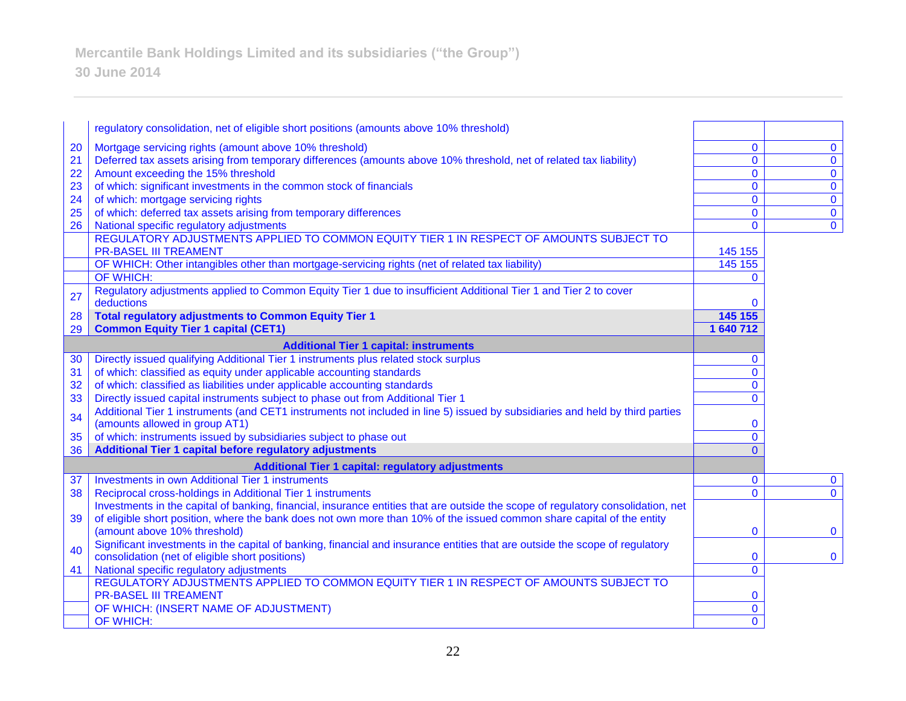| | | | |
|---|---|---|---|
| | regulatory consolidation, net of eligible short positions (amounts above 10% threshold) | | |
| 20 | Mortgage servicing rights (amount above 10% threshold) | 0 | 0 |
| 21 | Deferred tax assets arising from temporary differences (amounts above 10% threshold, net of related tax liability) | 0 | 0 |
| 22 | Amount exceeding the 15% threshold | 0 | 0 |
| 23 | of which: significant investments in the common stock of financials | 0 | 0 |
| 24 | of which: mortgage servicing rights | 0 | 0 |
| 25 | of which: deferred tax assets arising from temporary differences | 0 | 0 |
| 26 | National specific regulatory adjustments | 0 | 0 |
| | REGULATORY ADJUSTMENTS APPLIED TO COMMON EQUITY TIER 1 IN RESPECT OF AMOUNTS SUBJECT TO PR-BASEL III TREAMENT | 145 155 | |
| | OF WHICH: Other intangibles other than mortgage-servicing rights (net of related tax liability) | 145 155 | |
| | OF WHICH: | 0 | |
| 27 | Regulatory adjustments applied to Common Equity Tier 1 due to insufficient Additional Tier 1 and Tier 2 to cover deductions | 0 | |
| 28 | **Total regulatory adjustments to Common Equity Tier 1** | **145 155** | |
| 29 | **Common Equity Tier 1 capital (CET1)** | **1 640 712** | |
| | **Additional Tier 1 capital: instruments** | | |
| 30 | Directly issued qualifying Additional Tier 1 instruments plus related stock surplus | 0 | |
| 31 | of which: classified as equity under applicable accounting standards | 0 | |
| 32 | of which: classified as liabilities under applicable accounting standards | 0 | |
| 33 | Directly issued capital instruments subject to phase out from Additional Tier 1 | 0 | |
| 34 | Additional Tier 1 instruments (and CET1 instruments not included in line 5) issued by subsidiaries and held by third parties (amounts allowed in group AT1) | 0 | |
| 35 | of which: instruments issued by subsidiaries subject to phase out | 0 | |
| 36 | **Additional Tier 1 capital before regulatory adjustments** | 0 | |
| | **Additional Tier 1 capital: regulatory adjustments** | | |
| 37 | Investments in own Additional Tier 1 instruments | 0 | 0 |
| 38 | Reciprocal cross-holdings in Additional Tier 1 instruments | 0 | 0 |
| 39 | Investments in the capital of banking, financial, insurance entities that are outside the scope of regulatory consolidation, net of eligible short position, where the bank does not own more than 10% of the issued common share capital of the entity (amount above 10% threshold) | 0 | 0 |
| 40 | Significant investments in the capital of banking, financial and insurance entities that are outside the scope of regulatory consolidation (net of eligible short positions) | 0 | 0 |
| 41 | National specific regulatory adjustments | 0 | |
| | REGULATORY ADJUSTMENTS APPLIED TO COMMON EQUITY TIER 1 IN RESPECT OF AMOUNTS SUBJECT TO PR-BASEL III TREAMENT | 0 | |
| | OF WHICH: (INSERT NAME OF ADJUSTMENT) | 0 | |
| | OF WHICH: | 0 | |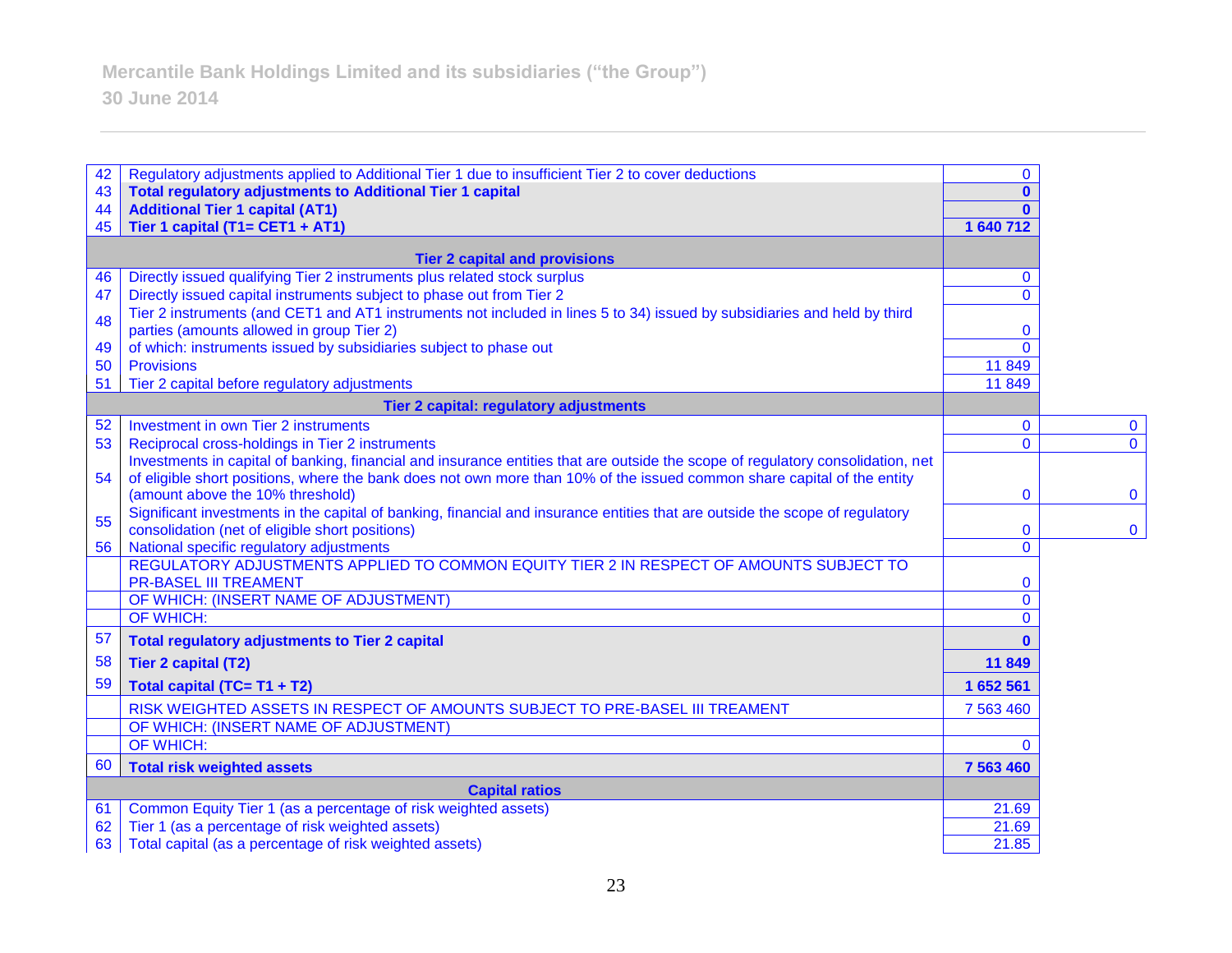Mercantile Bank Holdings Limited and its subsidiaries ("the Group")
30 June 2014

| # | Description | Amount | |
|---|---|---|---|
| 42 | Regulatory adjustments applied to Additional Tier 1 due to insufficient Tier 2 to cover deductions | 0 | |
| 43 | **Total regulatory adjustments to Additional Tier 1 capital** | **0** | |
| 44 | **Additional Tier 1 capital (AT1)** | **0** | |
| 45 | **Tier 1 capital (T1= CET1 + AT1)** | **1 640 712** | |
| | **Tier 2 capital and provisions** | | |
| 46 | Directly issued qualifying Tier 2 instruments plus related stock surplus | 0 | |
| 47 | Directly issued capital instruments subject to phase out from Tier 2 | 0 | |
| 48 | Tier 2 instruments (and CET1 and AT1 instruments not included in lines 5 to 34) issued by subsidiaries and held by third parties (amounts allowed in group Tier 2) | 0 | |
| 49 | of which: instruments issued by subsidiaries subject to phase out | 0 | |
| 50 | Provisions | 11 849 | |
| 51 | Tier 2 capital before regulatory adjustments | 11 849 | |
| | **Tier 2 capital: regulatory adjustments** | | |
| 52 | Investment in own Tier 2 instruments | 0 | 0 |
| 53 | Reciprocal cross-holdings in Tier 2 instruments | 0 | 0 |
| 54 | Investments in capital of banking, financial and insurance entities that are outside the scope of regulatory consolidation, net of eligible short positions, where the bank does not own more than 10% of the issued common share capital of the entity (amount above the 10% threshold) | 0 | 0 |
| 55 | Significant investments in the capital of banking, financial and insurance entities that are outside the scope of regulatory consolidation (net of eligible short positions) | 0 | 0 |
| 56 | National specific regulatory adjustments | 0 | |
| | REGULATORY ADJUSTMENTS APPLIED TO COMMON EQUITY TIER 2 IN RESPECT OF AMOUNTS SUBJECT TO PR-BASEL III TREAMENT | 0 | |
| | OF WHICH: (INSERT NAME OF ADJUSTMENT) | 0 | |
| | OF WHICH: | 0 | |
| 57 | **Total regulatory adjustments to Tier 2 capital** | **0** | |
| 58 | **Tier 2 capital (T2)** | **11 849** | |
| 59 | **Total capital (TC= T1 + T2)** | **1 652 561** | |
| | RISK WEIGHTED ASSETS IN RESPECT OF AMOUNTS SUBJECT TO PRE-BASEL III TREAMENT | 7 563 460 | |
| | OF WHICH: (INSERT NAME OF ADJUSTMENT) | | |
| | OF WHICH: | 0 | |
| 60 | **Total risk weighted assets** | **7 563 460** | |
| | **Capital ratios** | | |
| 61 | Common Equity Tier 1 (as a percentage of risk weighted assets) | 21.69 | |
| 62 | Tier 1 (as a percentage of risk weighted assets) | 21.69 | |
| 63 | Total capital (as a percentage of risk weighted assets) | 21.85 | |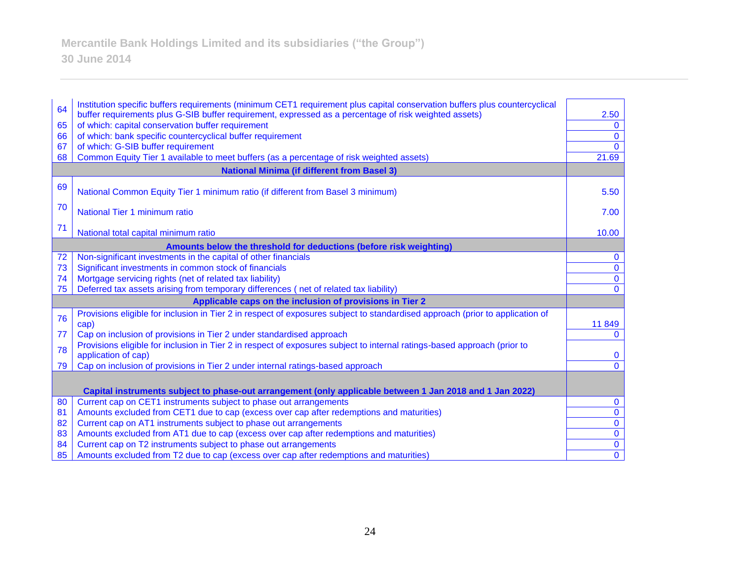| | | |
|---|---|---|
| 64 | Institution specific buffers requirements (minimum CET1 requirement plus capital conservation buffers plus countercyclical buffer requirements plus G-SIB buffer requirement, expressed as a percentage of risk weighted assets) | 2.50 |
| 65 | of which: capital conservation buffer requirement | 0 |
| 66 | of which: bank specific countercyclical buffer requirement | 0 |
| 67 | of which: G-SIB buffer requirement | 0 |
| 68 | Common Equity Tier 1 available to meet buffers (as a percentage of risk weighted assets) | 21.69 |
| | **National Minima (if different from Basel 3)** | |
| 69 | National Common Equity Tier 1 minimum ratio (if different from Basel 3 minimum) | 5.50 |
| 70 | National Tier 1 minimum ratio | 7.00 |
| 71 | National total capital minimum ratio | 10.00 |
| | **Amounts below the threshold for deductions (before risk weighting)** | |
| 72 | Non-significant investments in the capital of other financials | 0 |
| 73 | Significant investments in common stock of financials | 0 |
| 74 | Mortgage servicing rights (net of related tax liability) | 0 |
| 75 | Deferred tax assets arising from temporary differences ( net of related tax liability) | 0 |
| | **Applicable caps on the inclusion of provisions in Tier 2** | |
| 76 | Provisions eligible for inclusion in Tier 2 in respect of exposures subject to standardised approach (prior to application of cap) | 11 849 |
| 77 | Cap on inclusion of provisions in Tier 2 under standardised approach | 0 |
| 78 | Provisions eligible for inclusion in Tier 2 in respect of exposures subject to internal ratings-based approach (prior to application of cap) | 0 |
| 79 | Cap on inclusion of provisions in Tier 2 under internal ratings-based approach | 0 |
| | **Capital instruments subject to phase-out arrangement (only applicable between 1 Jan 2018 and 1 Jan 2022)** | |
| 80 | Current cap on CET1 instruments subject to phase out arrangements | 0 |
| 81 | Amounts excluded from CET1 due to cap (excess over cap after redemptions and maturities) | 0 |
| 82 | Current cap on AT1 instruments subject to phase out arrangements | 0 |
| 83 | Amounts excluded from AT1 due to cap (excess over cap after redemptions and maturities) | 0 |
| 84 | Current cap on T2 instruments subject to phase out arrangements | 0 |
| 85 | Amounts excluded from T2 due to cap (excess over cap after redemptions and maturities) | 0 |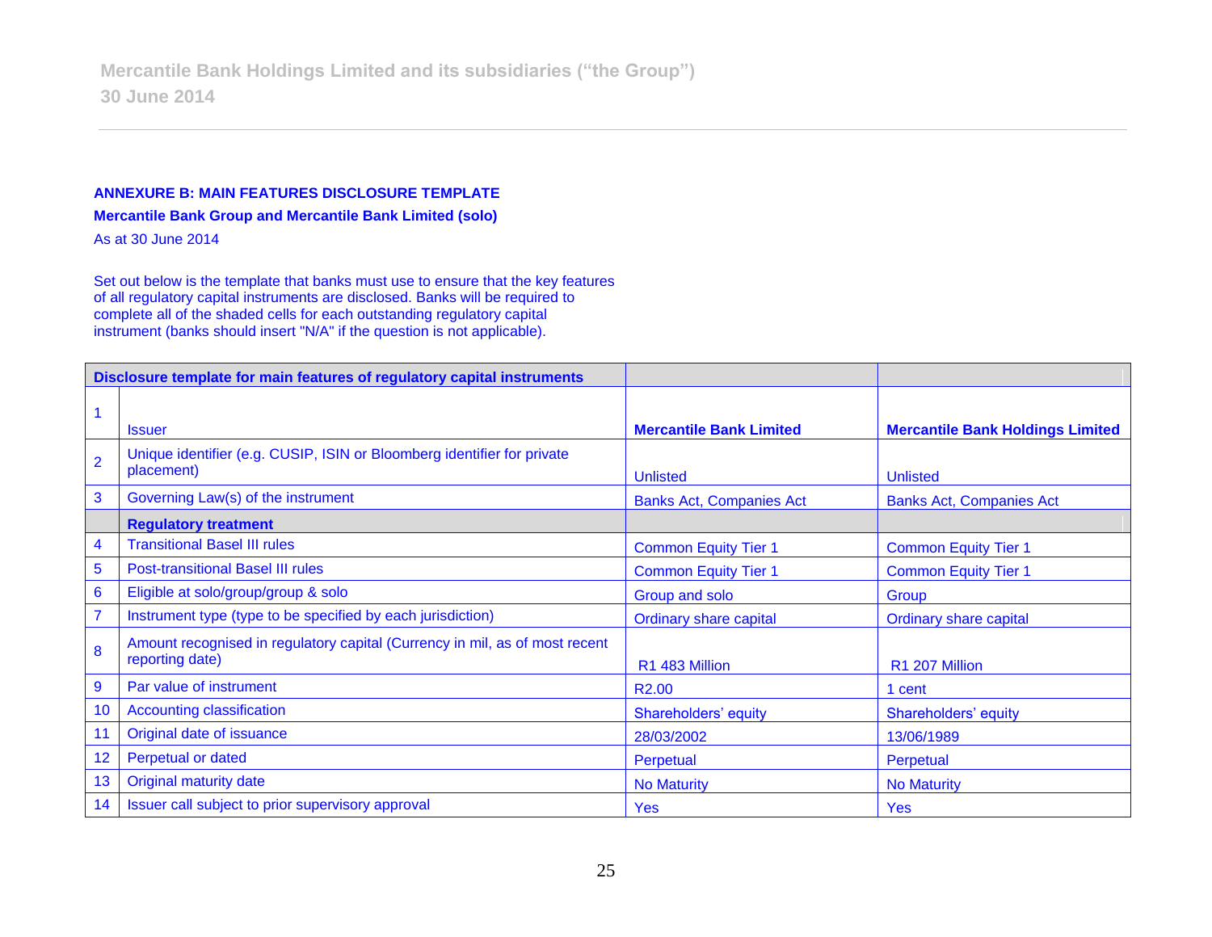## ANNEXURE B: MAIN FEATURES DISCLOSURE TEMPLATE

**Mercantile Bank Group and Mercantile Bank Limited (solo)**

As at 30 June 2014

Set out below is the template that banks must use to ensure that the key features of all regulatory capital instruments are disclosed. Banks will be required to complete all of the shaded cells for each outstanding regulatory capital instrument (banks should insert "N/A" if the question is not applicable).

| Disclosure template for main features of regulatory capital instruments | | | |
|---|---|---|---|
| 1 | Issuer | **Mercantile Bank Limited** | **Mercantile Bank Holdings Limited** |
| 2 | Unique identifier (e.g. CUSIP, ISIN or Bloomberg identifier for private placement) | Unlisted | Unlisted |
| 3 | Governing Law(s) of the instrument | Banks Act, Companies Act | Banks Act, Companies Act |
| | **Regulatory treatment** | | |
| 4 | Transitional Basel III rules | Common Equity Tier 1 | Common Equity Tier 1 |
| 5 | Post-transitional Basel III rules | Common Equity Tier 1 | Common Equity Tier 1 |
| 6 | Eligible at solo/group/group & solo | Group and solo | Group |
| 7 | Instrument type (type to be specified by each jurisdiction) | Ordinary share capital | Ordinary share capital |
| 8 | Amount recognised in regulatory capital (Currency in mil, as of most recent reporting date) | R1 483 Million | R1 207 Million |
| 9 | Par value of instrument | R2.00 | 1 cent |
| 10 | Accounting classification | Shareholders' equity | Shareholders' equity |
| 11 | Original date of issuance | 28/03/2002 | 13/06/1989 |
| 12 | Perpetual or dated | Perpetual | Perpetual |
| 13 | Original maturity date | No Maturity | No Maturity |
| 14 | Issuer call subject to prior supervisory approval | Yes | Yes |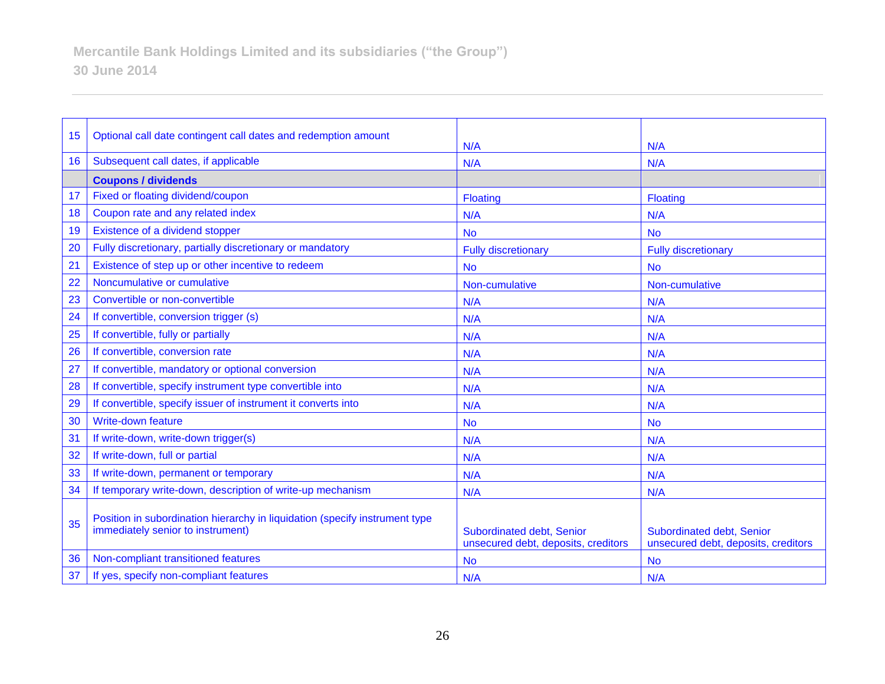| | | | |
|---|---|---|---|
| 15 | Optional call date contingent call dates and redemption amount | N/A | N/A |
| 16 | Subsequent call dates, if applicable | N/A | N/A |
| | **Coupons / dividends** | | |
| 17 | Fixed or floating dividend/coupon | Floating | Floating |
| 18 | Coupon rate and any related index | N/A | N/A |
| 19 | Existence of a dividend stopper | No | No |
| 20 | Fully discretionary, partially discretionary or mandatory | Fully discretionary | Fully discretionary |
| 21 | Existence of step up or other incentive to redeem | No | No |
| 22 | Noncumulative or cumulative | Non-cumulative | Non-cumulative |
| 23 | Convertible or non-convertible | N/A | N/A |
| 24 | If convertible, conversion trigger (s) | N/A | N/A |
| 25 | If convertible, fully or partially | N/A | N/A |
| 26 | If convertible, conversion rate | N/A | N/A |
| 27 | If convertible, mandatory or optional conversion | N/A | N/A |
| 28 | If convertible, specify instrument type convertible into | N/A | N/A |
| 29 | If convertible, specify issuer of instrument it converts into | N/A | N/A |
| 30 | Write-down feature | No | No |
| 31 | If write-down, write-down trigger(s) | N/A | N/A |
| 32 | If write-down, full or partial | N/A | N/A |
| 33 | If write-down, permanent or temporary | N/A | N/A |
| 34 | If temporary write-down, description of write-up mechanism | N/A | N/A |
| 35 | Position in subordination hierarchy in liquidation (specify instrument type immediately senior to instrument) | Subordinated debt, Senior unsecured debt, deposits, creditors | Subordinated debt, Senior unsecured debt, deposits, creditors |
| 36 | Non-compliant transitioned features | No | No |
| 37 | If yes, specify non-compliant features | N/A | N/A |